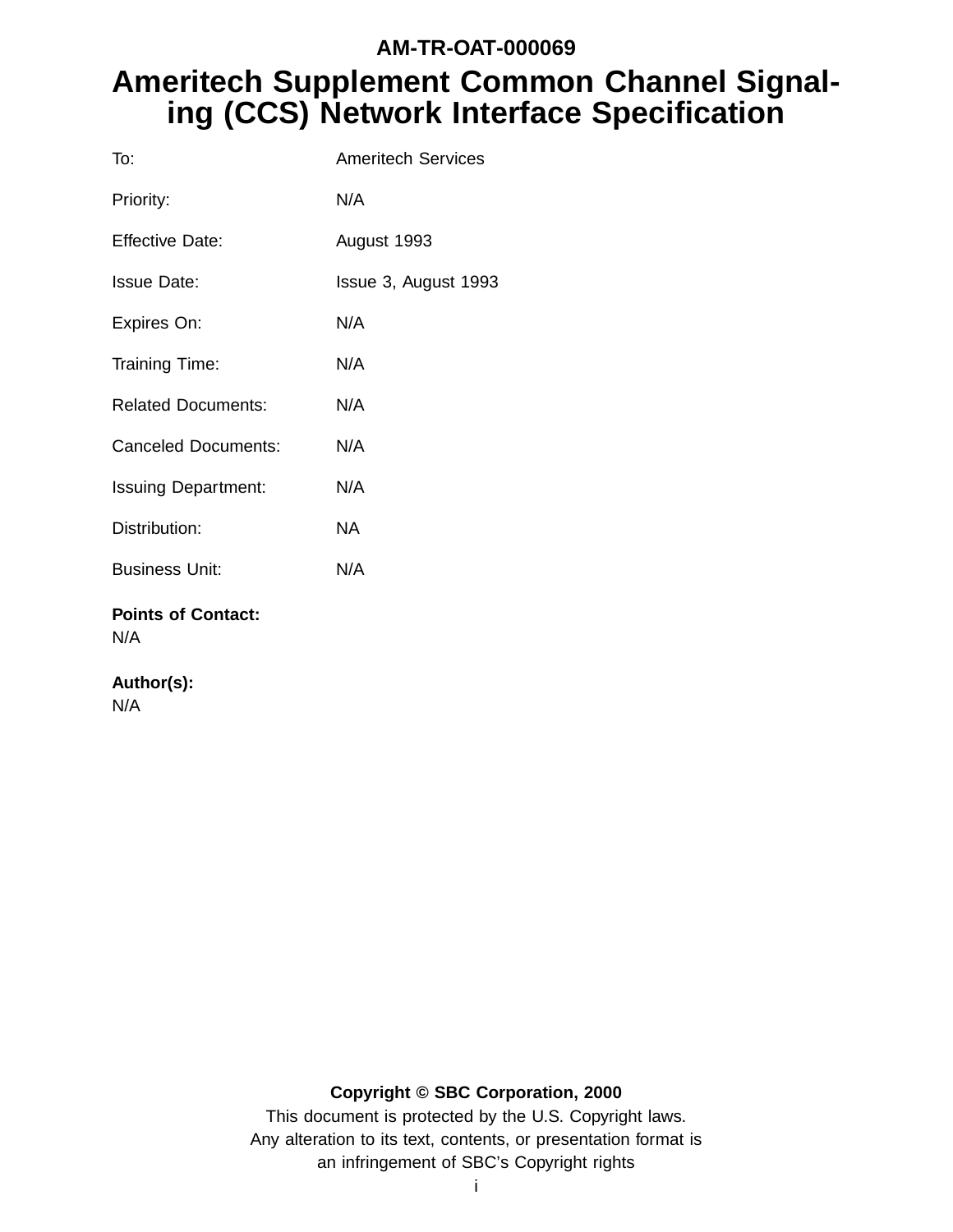**AM-TR-OAT-000069**

# Ameritech Supplement Common Channel Signaling (CCS) Network Interface Specification

| | |
|---|---|
| To: | Ameritech Services |
| Priority: | N/A |
| Effective Date: | August 1993 |
| Issue Date: | Issue 3, August 1993 |
| Expires On: | N/A |
| Training Time: | N/A |
| Related Documents: | N/A |
| Canceled Documents: | N/A |
| Issuing Department: | N/A |
| Distribution: | NA |
| Business Unit: | N/A |

**Points of Contact:**
N/A

**Author(s):**
N/A

**Copyright © SBC Corporation, 2000**

This document is protected by the U.S. Copyright laws.
Any alteration to its text, contents, or presentation format is
an infringement of SBC's Copyright rights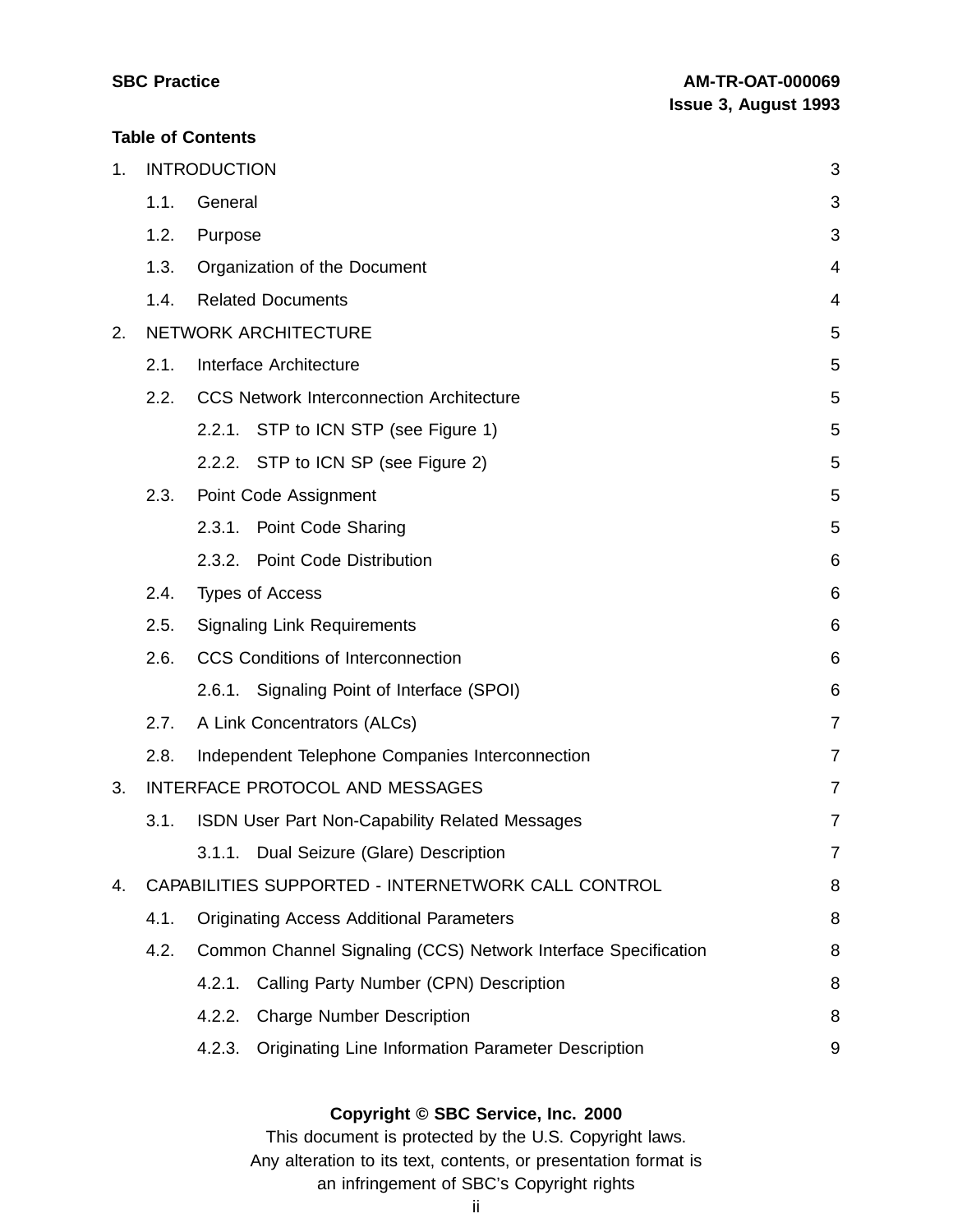**Table of Contents**

1. INTRODUCTION 3
   - 1.1. General 3
   - 1.2. Purpose 3
   - 1.3. Organization of the Document 4
   - 1.4. Related Documents 4
2. NETWORK ARCHITECTURE 5
   - 2.1. Interface Architecture 5
   - 2.2. CCS Network Interconnection Architecture 5
     - 2.2.1. STP to ICN STP (see Figure 1) 5
     - 2.2.2. STP to ICN SP (see Figure 2) 5
   - 2.3. Point Code Assignment 5
     - 2.3.1. Point Code Sharing 5
     - 2.3.2. Point Code Distribution 6
   - 2.4. Types of Access 6
   - 2.5. Signaling Link Requirements 6
   - 2.6. CCS Conditions of Interconnection 6
     - 2.6.1. Signaling Point of Interface (SPOI) 6
   - 2.7. A Link Concentrators (ALCs) 7
   - 2.8. Independent Telephone Companies Interconnection 7
3. INTERFACE PROTOCOL AND MESSAGES 7
   - 3.1. ISDN User Part Non-Capability Related Messages 7
     - 3.1.1. Dual Seizure (Glare) Description 7
4. CAPABILITIES SUPPORTED - INTERNETWORK CALL CONTROL 8
   - 4.1. Originating Access Additional Parameters 8
   - 4.2. Common Channel Signaling (CCS) Network Interface Specification 8
     - 4.2.1. Calling Party Number (CPN) Description 8
     - 4.2.2. Charge Number Description 8
     - 4.2.3. Originating Line Information Parameter Description 9

**Copyright © SBC Service, Inc. 2000**

This document is protected by the U.S. Copyright laws.
Any alteration to its text, contents, or presentation format is
an infringement of SBC's Copyright rights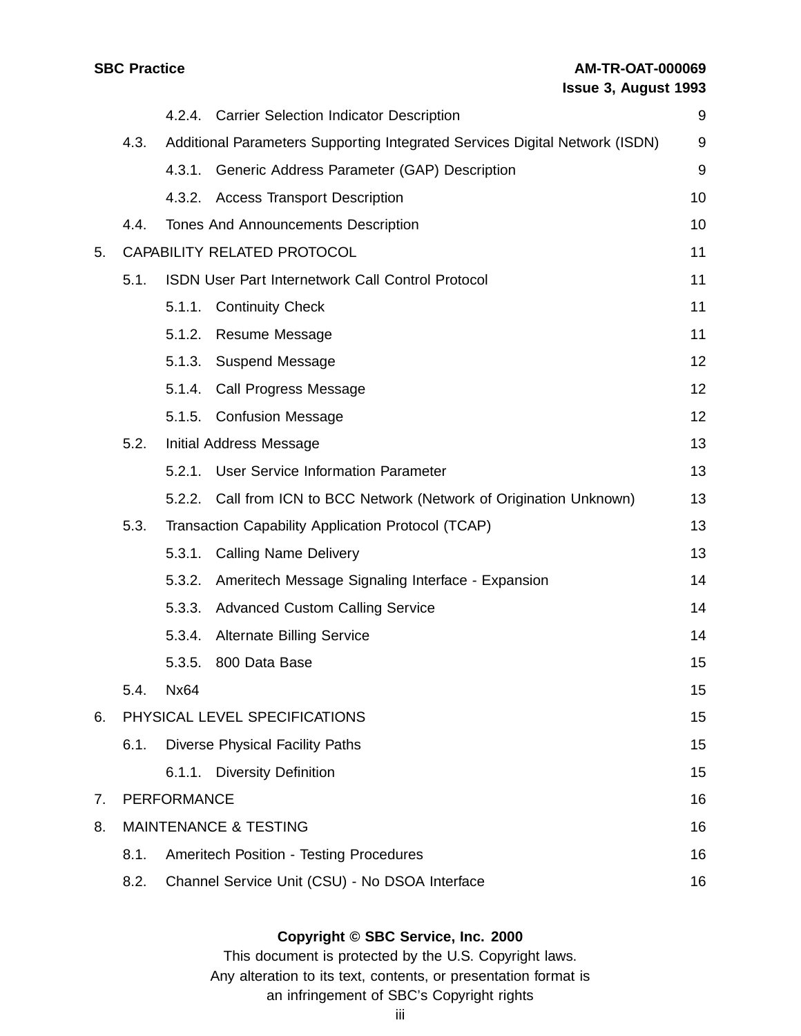| | | | |
|---|---|---|---|
| | | 4.2.4. Carrier Selection Indicator Description | 9 |
| | 4.3. | Additional Parameters Supporting Integrated Services Digital Network (ISDN) | 9 |
| | | 4.3.1. Generic Address Parameter (GAP) Description | 9 |
| | | 4.3.2. Access Transport Description | 10 |
| | 4.4. | Tones And Announcements Description | 10 |
| 5. | CAPABILITY RELATED PROTOCOL | | 11 |
| | 5.1. | ISDN User Part Internetwork Call Control Protocol | 11 |
| | | 5.1.1. Continuity Check | 11 |
| | | 5.1.2. Resume Message | 11 |
| | | 5.1.3. Suspend Message | 12 |
| | | 5.1.4. Call Progress Message | 12 |
| | | 5.1.5. Confusion Message | 12 |
| | 5.2. | Initial Address Message | 13 |
| | | 5.2.1. User Service Information Parameter | 13 |
| | | 5.2.2. Call from ICN to BCC Network (Network of Origination Unknown) | 13 |
| | 5.3. | Transaction Capability Application Protocol (TCAP) | 13 |
| | | 5.3.1. Calling Name Delivery | 13 |
| | | 5.3.2. Ameritech Message Signaling Interface - Expansion | 14 |
| | | 5.3.3. Advanced Custom Calling Service | 14 |
| | | 5.3.4. Alternate Billing Service | 14 |
| | | 5.3.5. 800 Data Base | 15 |
| | 5.4. | Nx64 | 15 |
| 6. | PHYSICAL LEVEL SPECIFICATIONS | | 15 |
| | 6.1. | Diverse Physical Facility Paths | 15 |
| | | 6.1.1. Diversity Definition | 15 |
| 7. | PERFORMANCE | | 16 |
| 8. | MAINTENANCE & TESTING | | 16 |
| | 8.1. | Ameritech Position - Testing Procedures | 16 |
| | 8.2. | Channel Service Unit (CSU) - No DSOA Interface | 16 |

**Copyright © SBC Service, Inc. 2000**
This document is protected by the U.S. Copyright laws.
Any alteration to its text, contents, or presentation format is
an infringement of SBC's Copyright rights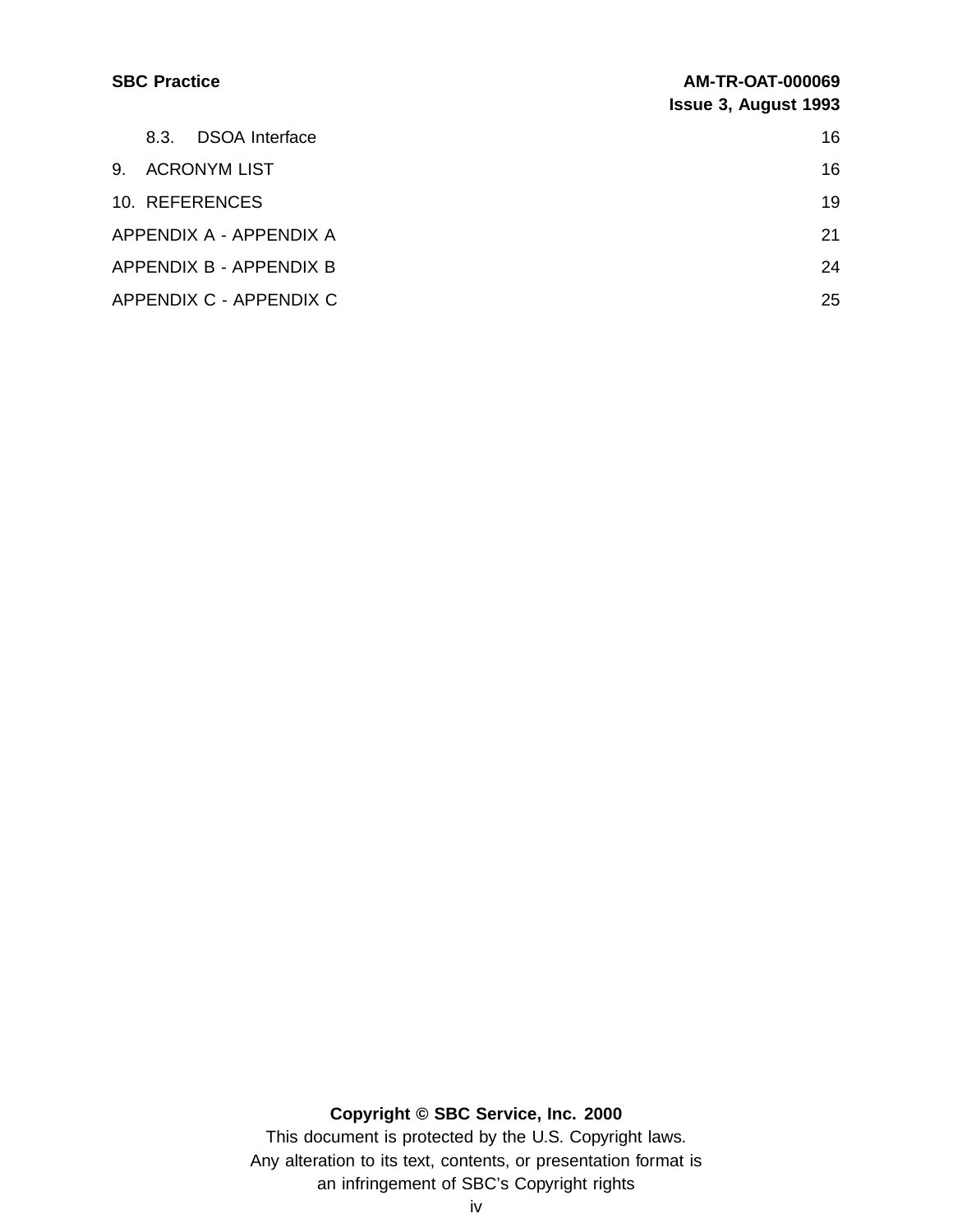8.3. DSOA Interface 16

9. ACRONYM LIST 16

10. REFERENCES 19

APPENDIX A - APPENDIX A 21

APPENDIX B - APPENDIX B 24

APPENDIX C - APPENDIX C 25

**Copyright © SBC Service, Inc. 2000**

This document is protected by the U.S. Copyright laws.
Any alteration to its text, contents, or presentation format is
an infringement of SBC's Copyright rights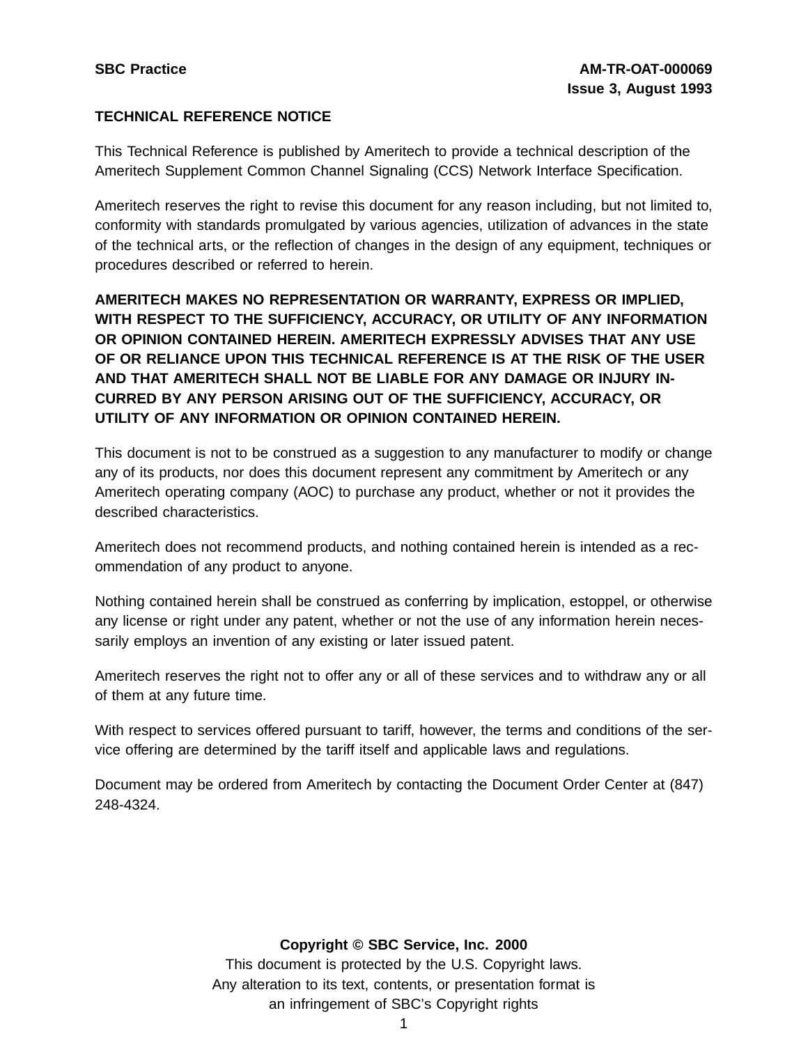**TECHNICAL REFERENCE NOTICE**

This Technical Reference is published by Ameritech to provide a technical description of the Ameritech Supplement Common Channel Signaling (CCS) Network Interface Specification.

Ameritech reserves the right to revise this document for any reason including, but not limited to, conformity with standards promulgated by various agencies, utilization of advances in the state of the technical arts, or the reflection of changes in the design of any equipment, techniques or procedures described or referred to herein.

**AMERITECH MAKES NO REPRESENTATION OR WARRANTY, EXPRESS OR IMPLIED, WITH RESPECT TO THE SUFFICIENCY, ACCURACY, OR UTILITY OF ANY INFORMATION OR OPINION CONTAINED HEREIN. AMERITECH EXPRESSLY ADVISES THAT ANY USE OF OR RELIANCE UPON THIS TECHNICAL REFERENCE IS AT THE RISK OF THE USER AND THAT AMERITECH SHALL NOT BE LIABLE FOR ANY DAMAGE OR INJURY INCURRED BY ANY PERSON ARISING OUT OF THE SUFFICIENCY, ACCURACY, OR UTILITY OF ANY INFORMATION OR OPINION CONTAINED HEREIN.**

This document is not to be construed as a suggestion to any manufacturer to modify or change any of its products, nor does this document represent any commitment by Ameritech or any Ameritech operating company (AOC) to purchase any product, whether or not it provides the described characteristics.

Ameritech does not recommend products, and nothing contained herein is intended as a recommendation of any product to anyone.

Nothing contained herein shall be construed as conferring by implication, estoppel, or otherwise any license or right under any patent, whether or not the use of any information herein necessarily employs an invention of any existing or later issued patent.

Ameritech reserves the right not to offer any or all of these services and to withdraw any or all of them at any future time.

With respect to services offered pursuant to tariff, however, the terms and conditions of the service offering are determined by the tariff itself and applicable laws and regulations.

Document may be ordered from Ameritech by contacting the Document Order Center at (847) 248-4324.

**Copyright © SBC Service, Inc. 2000**

This document is protected by the U.S. Copyright laws.
Any alteration to its text, contents, or presentation format is an infringement of SBC's Copyright rights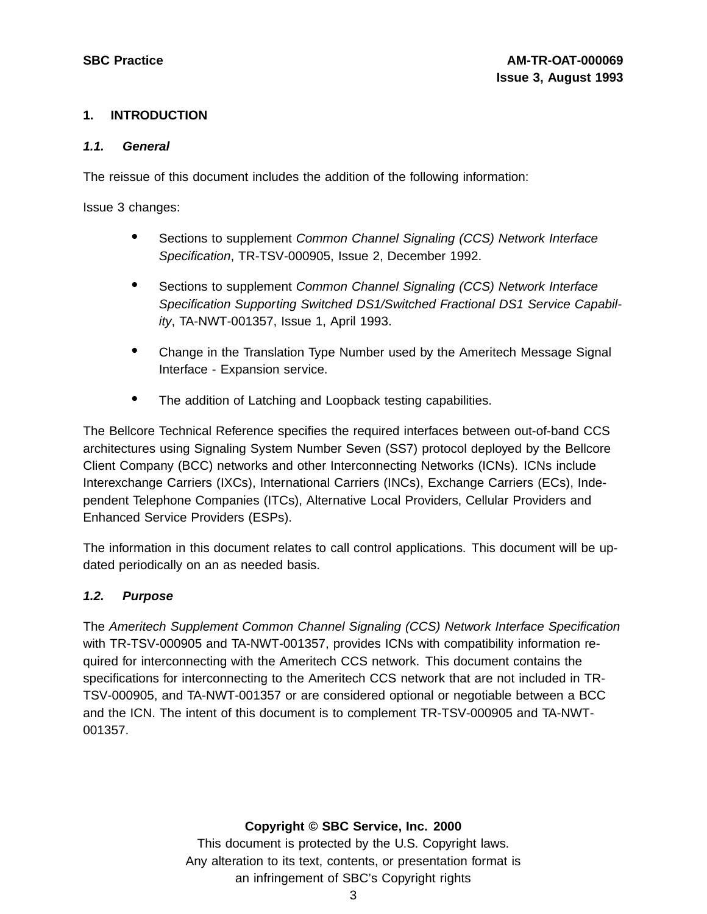# 1. INTRODUCTION

## *1.1. General*

The reissue of this document includes the addition of the following information:

Issue 3 changes:

- Sections to supplement *Common Channel Signaling (CCS) Network Interface Specification*, TR-TSV-000905, Issue 2, December 1992.
- Sections to supplement *Common Channel Signaling (CCS) Network Interface Specification Supporting Switched DS1/Switched Fractional DS1 Service Capability*, TA-NWT-001357, Issue 1, April 1993.
- Change in the Translation Type Number used by the Ameritech Message Signal Interface - Expansion service.
- The addition of Latching and Loopback testing capabilities.

The Bellcore Technical Reference specifies the required interfaces between out-of-band CCS architectures using Signaling System Number Seven (SS7) protocol deployed by the Bellcore Client Company (BCC) networks and other Interconnecting Networks (ICNs). ICNs include Interexchange Carriers (IXCs), International Carriers (INCs), Exchange Carriers (ECs), Independent Telephone Companies (ITCs), Alternative Local Providers, Cellular Providers and Enhanced Service Providers (ESPs).

The information in this document relates to call control applications. This document will be updated periodically on an as needed basis.

## *1.2. Purpose*

The *Ameritech Supplement Common Channel Signaling (CCS) Network Interface Specification* with TR-TSV-000905 and TA-NWT-001357, provides ICNs with compatibility information required for interconnecting with the Ameritech CCS network. This document contains the specifications for interconnecting to the Ameritech CCS network that are not included in TR-TSV-000905, and TA-NWT-001357 or are considered optional or negotiable between a BCC and the ICN. The intent of this document is to complement TR-TSV-000905 and TA-NWT-001357.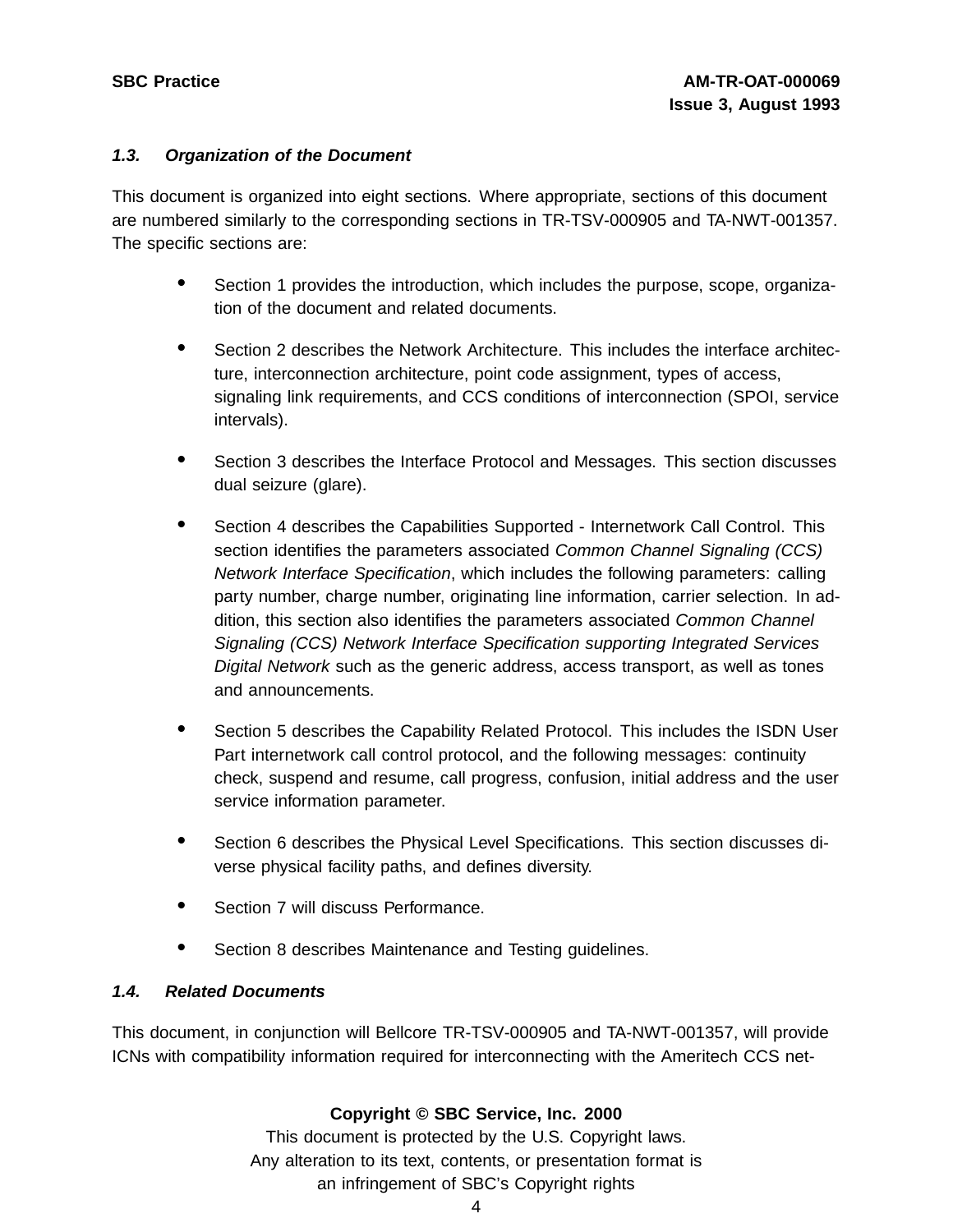### *1.3. Organization of the Document*

This document is organized into eight sections. Where appropriate, sections of this document are numbered similarly to the corresponding sections in TR-TSV-000905 and TA-NWT-001357. The specific sections are:

- Section 1 provides the introduction, which includes the purpose, scope, organization of the document and related documents.
- Section 2 describes the Network Architecture. This includes the interface architecture, interconnection architecture, point code assignment, types of access, signaling link requirements, and CCS conditions of interconnection (SPOI, service intervals).
- Section 3 describes the Interface Protocol and Messages. This section discusses dual seizure (glare).
- Section 4 describes the Capabilities Supported - Internetwork Call Control. This section identifies the parameters associated *Common Channel Signaling (CCS) Network Interface Specification*, which includes the following parameters: calling party number, charge number, originating line information, carrier selection. In addition, this section also identifies the parameters associated *Common Channel Signaling (CCS) Network Interface Specification supporting Integrated Services Digital Network* such as the generic address, access transport, as well as tones and announcements.
- Section 5 describes the Capability Related Protocol. This includes the ISDN User Part internetwork call control protocol, and the following messages: continuity check, suspend and resume, call progress, confusion, initial address and the user service information parameter.
- Section 6 describes the Physical Level Specifications. This section discusses diverse physical facility paths, and defines diversity.
- Section 7 will discuss Performance.
- Section 8 describes Maintenance and Testing guidelines.

### *1.4. Related Documents*

This document, in conjunction will Bellcore TR-TSV-000905 and TA-NWT-001357, will provide ICNs with compatibility information required for interconnecting with the Ameritech CCS net-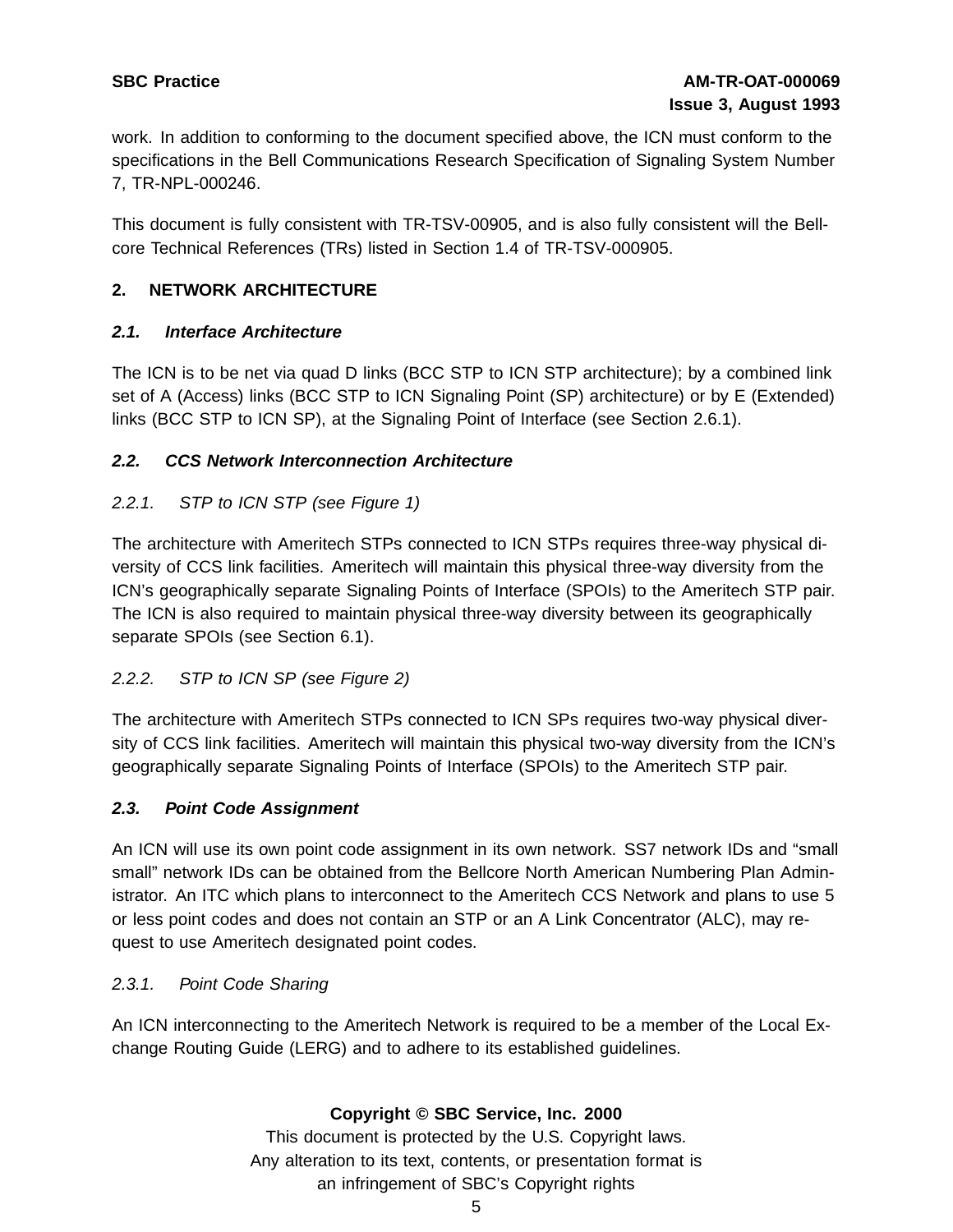work. In addition to conforming to the document specified above, the ICN must conform to the specifications in the Bell Communications Research Specification of Signaling System Number 7, TR-NPL-000246.

This document is fully consistent with TR-TSV-00905, and is also fully consistent will the Bellcore Technical References (TRs) listed in Section 1.4 of TR-TSV-000905.

## 2. NETWORK ARCHITECTURE

### *2.1. Interface Architecture*

The ICN is to be net via quad D links (BCC STP to ICN STP architecture); by a combined link set of A (Access) links (BCC STP to ICN Signaling Point (SP) architecture) or by E (Extended) links (BCC STP to ICN SP), at the Signaling Point of Interface (see Section 2.6.1).

### *2.2. CCS Network Interconnection Architecture*

#### *2.2.1. STP to ICN STP (see Figure 1)*

The architecture with Ameritech STPs connected to ICN STPs requires three-way physical diversity of CCS link facilities. Ameritech will maintain this physical three-way diversity from the ICN's geographically separate Signaling Points of Interface (SPOIs) to the Ameritech STP pair. The ICN is also required to maintain physical three-way diversity between its geographically separate SPOIs (see Section 6.1).

#### *2.2.2. STP to ICN SP (see Figure 2)*

The architecture with Ameritech STPs connected to ICN SPs requires two-way physical diversity of CCS link facilities. Ameritech will maintain this physical two-way diversity from the ICN's geographically separate Signaling Points of Interface (SPOIs) to the Ameritech STP pair.

### *2.3. Point Code Assignment*

An ICN will use its own point code assignment in its own network. SS7 network IDs and "small small" network IDs can be obtained from the Bellcore North American Numbering Plan Administrator. An ITC which plans to interconnect to the Ameritech CCS Network and plans to use 5 or less point codes and does not contain an STP or an A Link Concentrator (ALC), may request to use Ameritech designated point codes.

#### *2.3.1. Point Code Sharing*

An ICN interconnecting to the Ameritech Network is required to be a member of the Local Exchange Routing Guide (LERG) and to adhere to its established guidelines.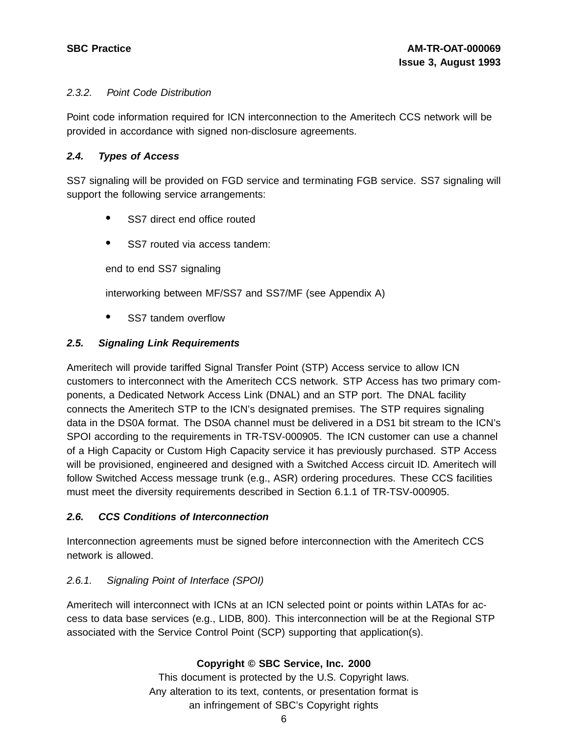#### *2.3.2. Point Code Distribution*

Point code information required for ICN interconnection to the Ameritech CCS network will be provided in accordance with signed non-disclosure agreements.

### *2.4. Types of Access*

SS7 signaling will be provided on FGD service and terminating FGB service. SS7 signaling will support the following service arrangements:

- SS7 direct end office routed
- SS7 routed via access tandem:

  end to end SS7 signaling

  interworking between MF/SS7 and SS7/MF (see Appendix A)
- SS7 tandem overflow

### *2.5. Signaling Link Requirements*

Ameritech will provide tariffed Signal Transfer Point (STP) Access service to allow ICN customers to interconnect with the Ameritech CCS network. STP Access has two primary components, a Dedicated Network Access Link (DNAL) and an STP port. The DNAL facility connects the Ameritech STP to the ICN's designated premises. The STP requires signaling data in the DS0A format. The DS0A channel must be delivered in a DS1 bit stream to the ICN's SPOI according to the requirements in TR-TSV-000905. The ICN customer can use a channel of a High Capacity or Custom High Capacity service it has previously purchased. STP Access will be provisioned, engineered and designed with a Switched Access circuit ID. Ameritech will follow Switched Access message trunk (e.g., ASR) ordering procedures. These CCS facilities must meet the diversity requirements described in Section 6.1.1 of TR-TSV-000905.

### *2.6. CCS Conditions of Interconnection*

Interconnection agreements must be signed before interconnection with the Ameritech CCS network is allowed.

#### *2.6.1. Signaling Point of Interface (SPOI)*

Ameritech will interconnect with ICNs at an ICN selected point or points within LATAs for access to data base services (e.g., LIDB, 800). This interconnection will be at the Regional STP associated with the Service Control Point (SCP) supporting that application(s).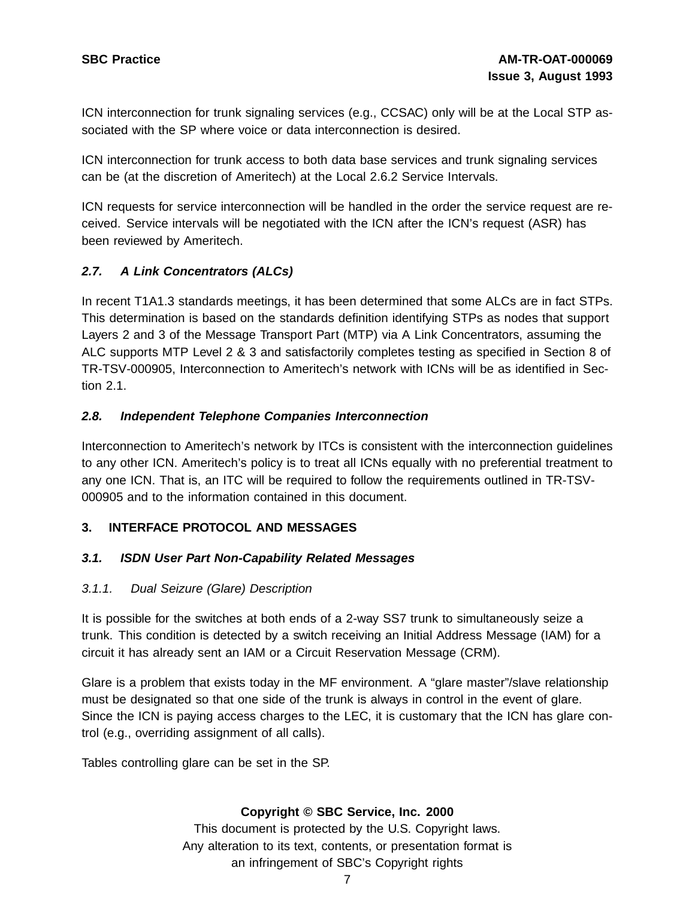ICN interconnection for trunk signaling services (e.g., CCSAC) only will be at the Local STP associated with the SP where voice or data interconnection is desired.

ICN interconnection for trunk access to both data base services and trunk signaling services can be (at the discretion of Ameritech) at the Local 2.6.2 Service Intervals.

ICN requests for service interconnection will be handled in the order the service request are received. Service intervals will be negotiated with the ICN after the ICN's request (ASR) has been reviewed by Ameritech.

### *2.7. A Link Concentrators (ALCs)*

In recent T1A1.3 standards meetings, it has been determined that some ALCs are in fact STPs. This determination is based on the standards definition identifying STPs as nodes that support Layers 2 and 3 of the Message Transport Part (MTP) via A Link Concentrators, assuming the ALC supports MTP Level 2 & 3 and satisfactorily completes testing as specified in Section 8 of TR-TSV-000905, Interconnection to Ameritech's network with ICNs will be as identified in Section 2.1.

### *2.8. Independent Telephone Companies Interconnection*

Interconnection to Ameritech's network by ITCs is consistent with the interconnection guidelines to any other ICN. Ameritech's policy is to treat all ICNs equally with no preferential treatment to any one ICN. That is, an ITC will be required to follow the requirements outlined in TR-TSV-000905 and to the information contained in this document.

## 3. INTERFACE PROTOCOL AND MESSAGES

### *3.1. ISDN User Part Non-Capability Related Messages*

#### *3.1.1. Dual Seizure (Glare) Description*

It is possible for the switches at both ends of a 2-way SS7 trunk to simultaneously seize a trunk. This condition is detected by a switch receiving an Initial Address Message (IAM) for a circuit it has already sent an IAM or a Circuit Reservation Message (CRM).

Glare is a problem that exists today in the MF environment. A “glare master”/slave relationship must be designated so that one side of the trunk is always in control in the event of glare. Since the ICN is paying access charges to the LEC, it is customary that the ICN has glare control (e.g., overriding assignment of all calls).

Tables controlling glare can be set in the SP.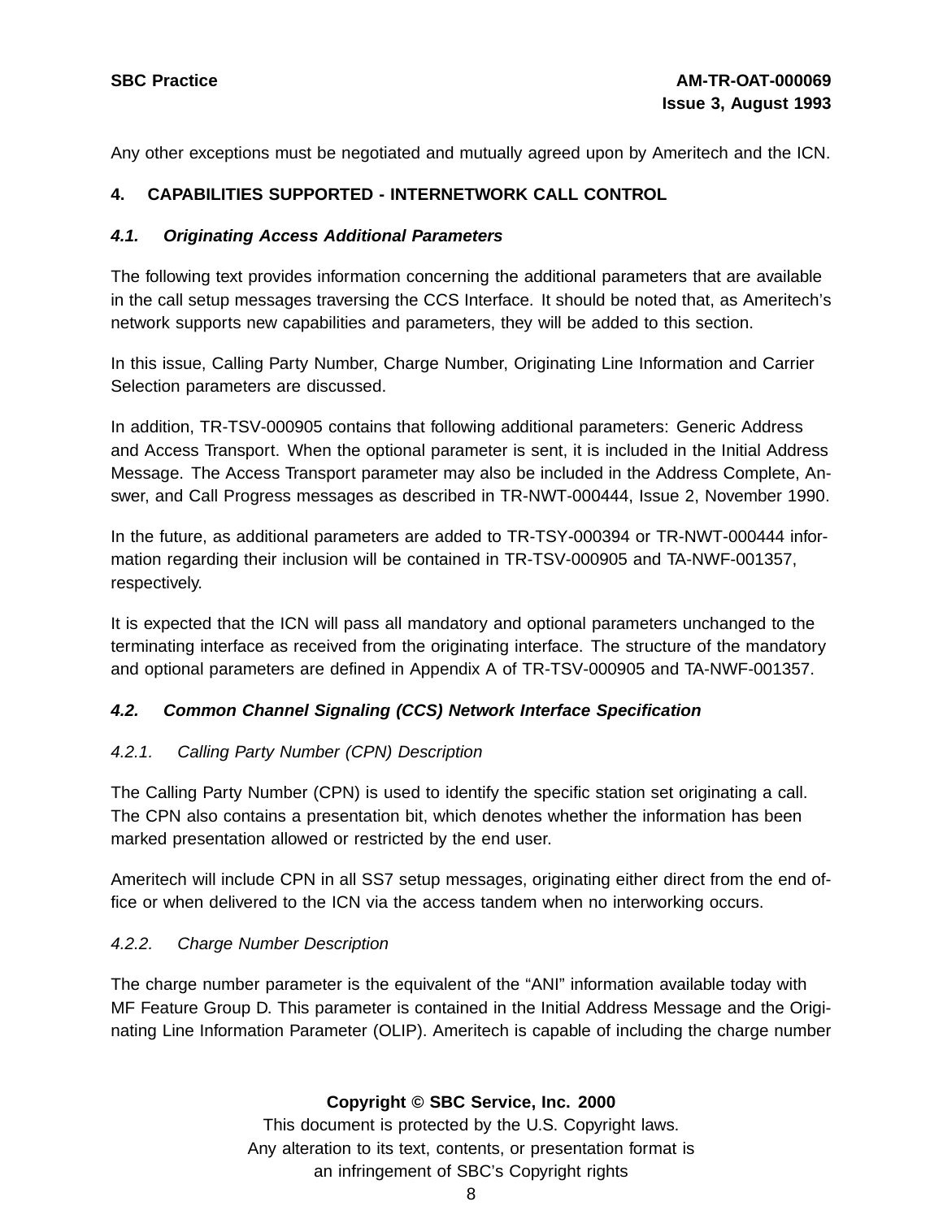Any other exceptions must be negotiated and mutually agreed upon by Ameritech and the ICN.

## 4. CAPABILITIES SUPPORTED - INTERNETWORK CALL CONTROL

### *4.1. Originating Access Additional Parameters*

The following text provides information concerning the additional parameters that are available in the call setup messages traversing the CCS Interface. It should be noted that, as Ameritech's network supports new capabilities and parameters, they will be added to this section.

In this issue, Calling Party Number, Charge Number, Originating Line Information and Carrier Selection parameters are discussed.

In addition, TR-TSV-000905 contains that following additional parameters: Generic Address and Access Transport. When the optional parameter is sent, it is included in the Initial Address Message. The Access Transport parameter may also be included in the Address Complete, Answer, and Call Progress messages as described in TR-NWT-000444, Issue 2, November 1990.

In the future, as additional parameters are added to TR-TSY-000394 or TR-NWT-000444 information regarding their inclusion will be contained in TR-TSV-000905 and TA-NWF-001357, respectively.

It is expected that the ICN will pass all mandatory and optional parameters unchanged to the terminating interface as received from the originating interface. The structure of the mandatory and optional parameters are defined in Appendix A of TR-TSV-000905 and TA-NWF-001357.

### *4.2. Common Channel Signaling (CCS) Network Interface Specification*

#### *4.2.1. Calling Party Number (CPN) Description*

The Calling Party Number (CPN) is used to identify the specific station set originating a call. The CPN also contains a presentation bit, which denotes whether the information has been marked presentation allowed or restricted by the end user.

Ameritech will include CPN in all SS7 setup messages, originating either direct from the end office or when delivered to the ICN via the access tandem when no interworking occurs.

#### *4.2.2. Charge Number Description*

The charge number parameter is the equivalent of the "ANI" information available today with MF Feature Group D. This parameter is contained in the Initial Address Message and the Originating Line Information Parameter (OLIP). Ameritech is capable of including the charge number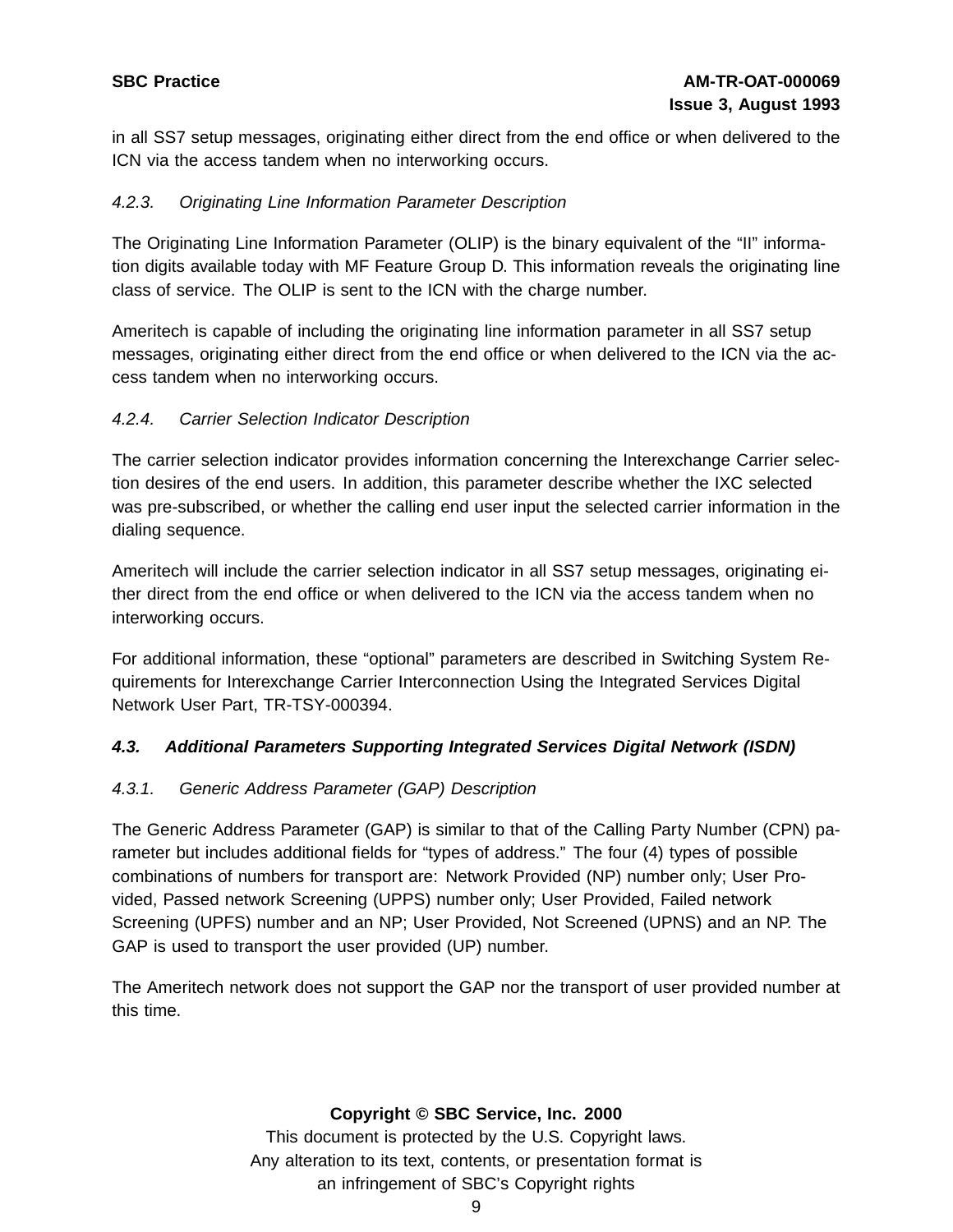in all SS7 setup messages, originating either direct from the end office or when delivered to the ICN via the access tandem when no interworking occurs.

#### *4.2.3. Originating Line Information Parameter Description*

The Originating Line Information Parameter (OLIP) is the binary equivalent of the “II” information digits available today with MF Feature Group D. This information reveals the originating line class of service. The OLIP is sent to the ICN with the charge number.

Ameritech is capable of including the originating line information parameter in all SS7 setup messages, originating either direct from the end office or when delivered to the ICN via the access tandem when no interworking occurs.

#### *4.2.4. Carrier Selection Indicator Description*

The carrier selection indicator provides information concerning the Interexchange Carrier selection desires of the end users. In addition, this parameter describe whether the IXC selected was pre-subscribed, or whether the calling end user input the selected carrier information in the dialing sequence.

Ameritech will include the carrier selection indicator in all SS7 setup messages, originating either direct from the end office or when delivered to the ICN via the access tandem when no interworking occurs.

For additional information, these “optional” parameters are described in Switching System Requirements for Interexchange Carrier Interconnection Using the Integrated Services Digital Network User Part, TR-TSY-000394.

### ***4.3. Additional Parameters Supporting Integrated Services Digital Network (ISDN)***

#### *4.3.1. Generic Address Parameter (GAP) Description*

The Generic Address Parameter (GAP) is similar to that of the Calling Party Number (CPN) parameter but includes additional fields for “types of address.” The four (4) types of possible combinations of numbers for transport are: Network Provided (NP) number only; User Provided, Passed network Screening (UPPS) number only; User Provided, Failed network Screening (UPFS) number and an NP; User Provided, Not Screened (UPNS) and an NP. The GAP is used to transport the user provided (UP) number.

The Ameritech network does not support the GAP nor the transport of user provided number at this time.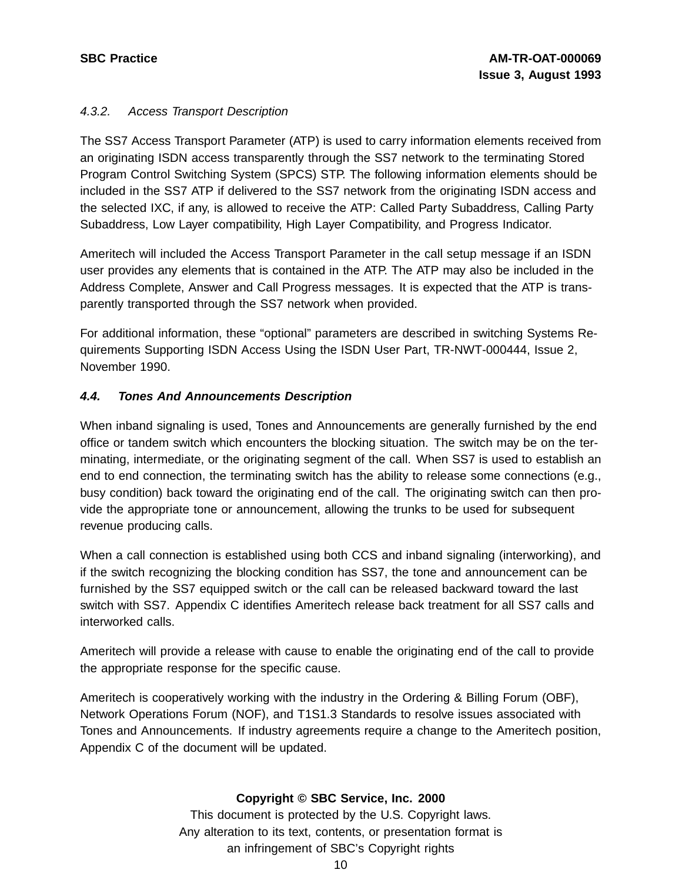#### 4.3.2. Access Transport Description

The SS7 Access Transport Parameter (ATP) is used to carry information elements received from an originating ISDN access transparently through the SS7 network to the terminating Stored Program Control Switching System (SPCS) STP. The following information elements should be included in the SS7 ATP if delivered to the SS7 network from the originating ISDN access and the selected IXC, if any, is allowed to receive the ATP: Called Party Subaddress, Calling Party Subaddress, Low Layer compatibility, High Layer Compatibility, and Progress Indicator.

Ameritech will included the Access Transport Parameter in the call setup message if an ISDN user provides any elements that is contained in the ATP. The ATP may also be included in the Address Complete, Answer and Call Progress messages. It is expected that the ATP is transparently transported through the SS7 network when provided.

For additional information, these "optional" parameters are described in switching Systems Requirements Supporting ISDN Access Using the ISDN User Part, TR-NWT-000444, Issue 2, November 1990.

### 4.4. Tones And Announcements Description

When inband signaling is used, Tones and Announcements are generally furnished by the end office or tandem switch which encounters the blocking situation. The switch may be on the terminating, intermediate, or the originating segment of the call. When SS7 is used to establish an end to end connection, the terminating switch has the ability to release some connections (e.g., busy condition) back toward the originating end of the call. The originating switch can then provide the appropriate tone or announcement, allowing the trunks to be used for subsequent revenue producing calls.

When a call connection is established using both CCS and inband signaling (interworking), and if the switch recognizing the blocking condition has SS7, the tone and announcement can be furnished by the SS7 equipped switch or the call can be released backward toward the last switch with SS7. Appendix C identifies Ameritech release back treatment for all SS7 calls and interworked calls.

Ameritech will provide a release with cause to enable the originating end of the call to provide the appropriate response for the specific cause.

Ameritech is cooperatively working with the industry in the Ordering & Billing Forum (OBF), Network Operations Forum (NOF), and T1S1.3 Standards to resolve issues associated with Tones and Announcements. If industry agreements require a change to the Ameritech position, Appendix C of the document will be updated.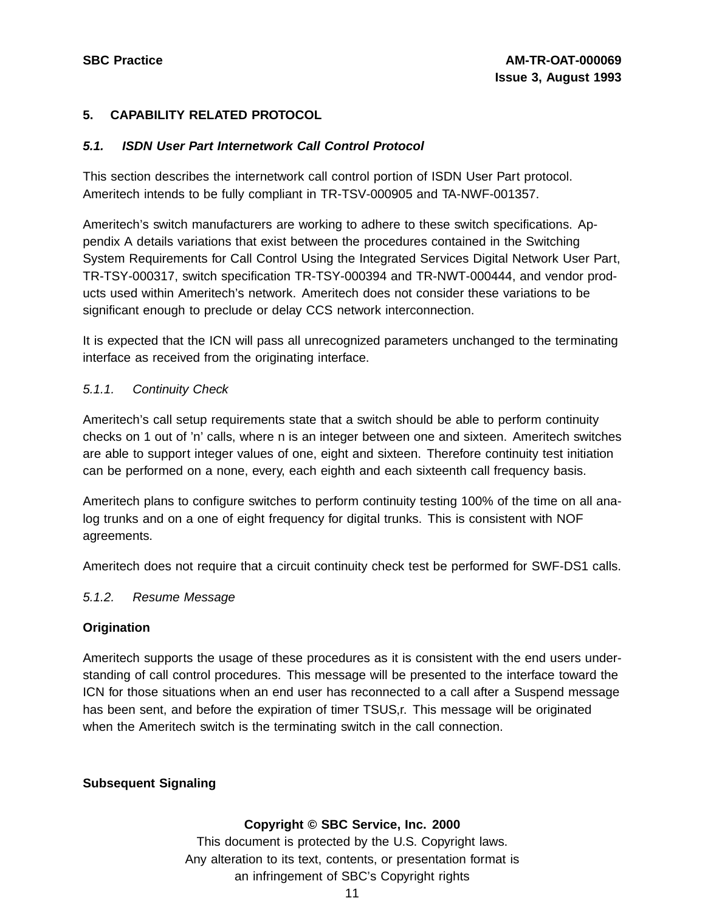## 5. CAPABILITY RELATED PROTOCOL

### *5.1. ISDN User Part Internetwork Call Control Protocol*

This section describes the internetwork call control portion of ISDN User Part protocol. Ameritech intends to be fully compliant in TR-TSV-000905 and TA-NWF-001357.

Ameritech's switch manufacturers are working to adhere to these switch specifications. Appendix A details variations that exist between the procedures contained in the Switching System Requirements for Call Control Using the Integrated Services Digital Network User Part, TR-TSY-000317, switch specification TR-TSY-000394 and TR-NWT-000444, and vendor products used within Ameritech's network. Ameritech does not consider these variations to be significant enough to preclude or delay CCS network interconnection.

It is expected that the ICN will pass all unrecognized parameters unchanged to the terminating interface as received from the originating interface.

#### *5.1.1. Continuity Check*

Ameritech's call setup requirements state that a switch should be able to perform continuity checks on 1 out of 'n' calls, where n is an integer between one and sixteen. Ameritech switches are able to support integer values of one, eight and sixteen. Therefore continuity test initiation can be performed on a none, every, each eighth and each sixteenth call frequency basis.

Ameritech plans to configure switches to perform continuity testing 100% of the time on all analog trunks and on a one of eight frequency for digital trunks. This is consistent with NOF agreements.

Ameritech does not require that a circuit continuity check test be performed for SWF-DS1 calls.

#### *5.1.2. Resume Message*

**Origination**

Ameritech supports the usage of these procedures as it is consistent with the end users understanding of call control procedures. This message will be presented to the interface toward the ICN for those situations when an end user has reconnected to a call after a Suspend message has been sent, and before the expiration of timer TSUS,r. This message will be originated when the Ameritech switch is the terminating switch in the call connection.

**Subsequent Signaling**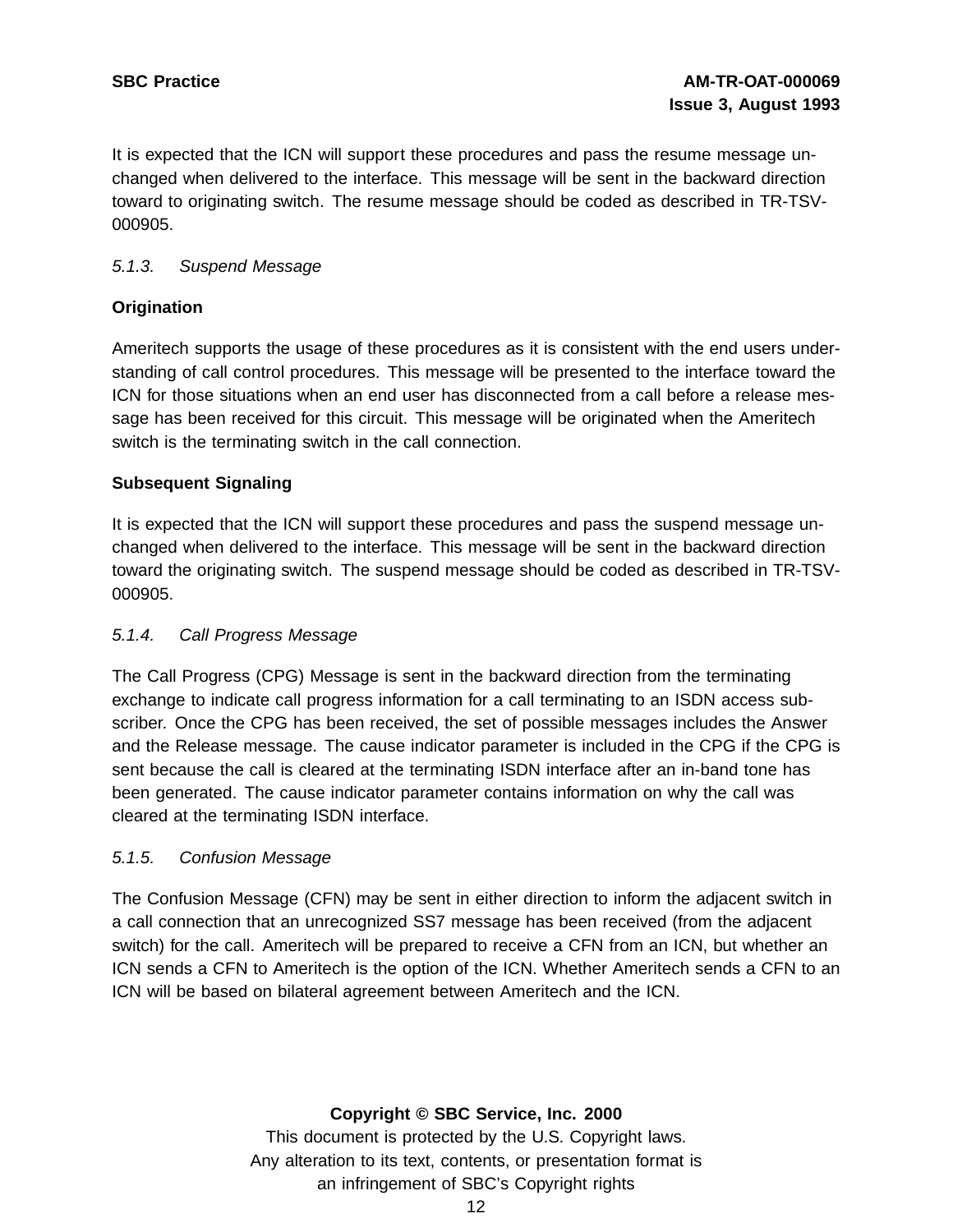It is expected that the ICN will support these procedures and pass the resume message unchanged when delivered to the interface. This message will be sent in the backward direction toward to originating switch. The resume message should be coded as described in TR-TSV-000905.

### *5.1.3. Suspend Message*

**Origination**

Ameritech supports the usage of these procedures as it is consistent with the end users understanding of call control procedures. This message will be presented to the interface toward the ICN for those situations when an end user has disconnected from a call before a release message has been received for this circuit. This message will be originated when the Ameritech switch is the terminating switch in the call connection.

**Subsequent Signaling**

It is expected that the ICN will support these procedures and pass the suspend message unchanged when delivered to the interface. This message will be sent in the backward direction toward the originating switch. The suspend message should be coded as described in TR-TSV-000905.

### *5.1.4. Call Progress Message*

The Call Progress (CPG) Message is sent in the backward direction from the terminating exchange to indicate call progress information for a call terminating to an ISDN access subscriber. Once the CPG has been received, the set of possible messages includes the Answer and the Release message. The cause indicator parameter is included in the CPG if the CPG is sent because the call is cleared at the terminating ISDN interface after an in-band tone has been generated. The cause indicator parameter contains information on why the call was cleared at the terminating ISDN interface.

### *5.1.5. Confusion Message*

The Confusion Message (CFN) may be sent in either direction to inform the adjacent switch in a call connection that an unrecognized SS7 message has been received (from the adjacent switch) for the call. Ameritech will be prepared to receive a CFN from an ICN, but whether an ICN sends a CFN to Ameritech is the option of the ICN. Whether Ameritech sends a CFN to an ICN will be based on bilateral agreement between Ameritech and the ICN.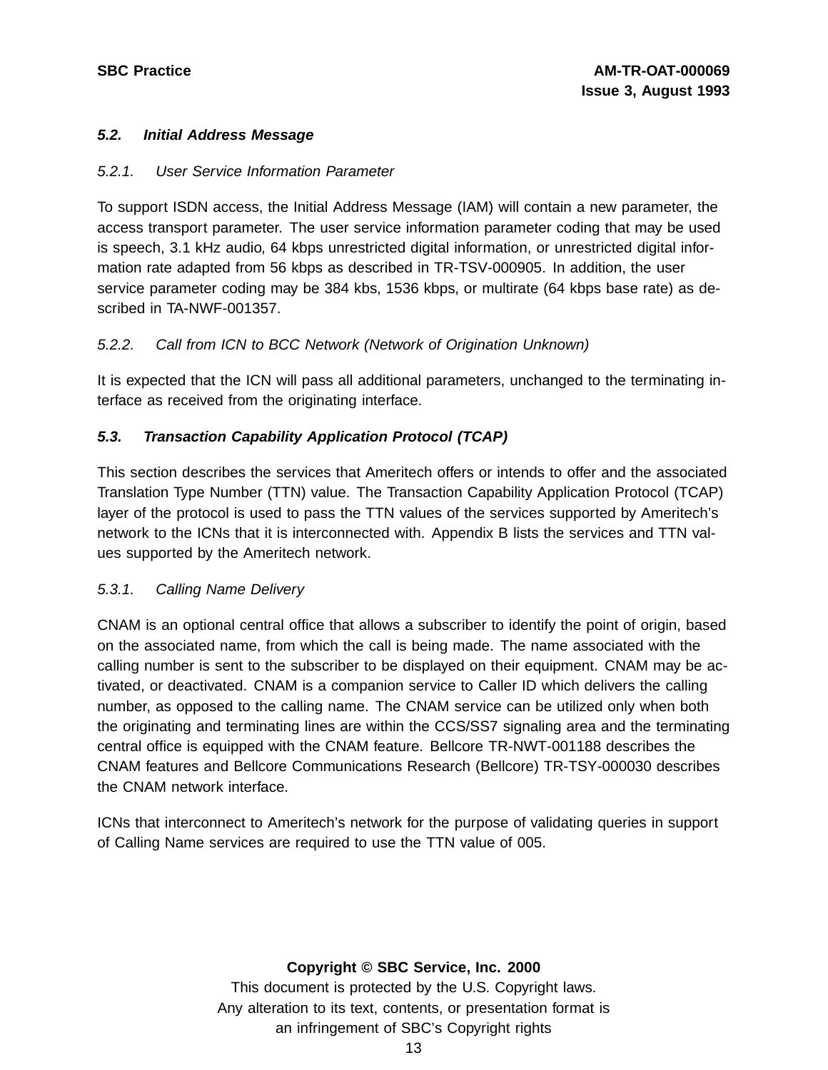### 5.2. Initial Address Message

#### 5.2.1. User Service Information Parameter

To support ISDN access, the Initial Address Message (IAM) will contain a new parameter, the access transport parameter. The user service information parameter coding that may be used is speech, 3.1 kHz audio, 64 kbps unrestricted digital information, or unrestricted digital information rate adapted from 56 kbps as described in TR-TSV-000905. In addition, the user service parameter coding may be 384 kbs, 1536 kbps, or multirate (64 kbps base rate) as described in TA-NWF-001357.

#### 5.2.2. Call from ICN to BCC Network (Network of Origination Unknown)

It is expected that the ICN will pass all additional parameters, unchanged to the terminating interface as received from the originating interface.

### 5.3. Transaction Capability Application Protocol (TCAP)

This section describes the services that Ameritech offers or intends to offer and the associated Translation Type Number (TTN) value. The Transaction Capability Application Protocol (TCAP) layer of the protocol is used to pass the TTN values of the services supported by Ameritech's network to the ICNs that it is interconnected with. Appendix B lists the services and TTN values supported by the Ameritech network.

#### 5.3.1. Calling Name Delivery

CNAM is an optional central office that allows a subscriber to identify the point of origin, based on the associated name, from which the call is being made. The name associated with the calling number is sent to the subscriber to be displayed on their equipment. CNAM may be activated, or deactivated. CNAM is a companion service to Caller ID which delivers the calling number, as opposed to the calling name. The CNAM service can be utilized only when both the originating and terminating lines are within the CCS/SS7 signaling area and the terminating central office is equipped with the CNAM feature. Bellcore TR-NWT-001188 describes the CNAM features and Bellcore Communications Research (Bellcore) TR-TSY-000030 describes the CNAM network interface.

ICNs that interconnect to Ameritech's network for the purpose of validating queries in support of Calling Name services are required to use the TTN value of 005.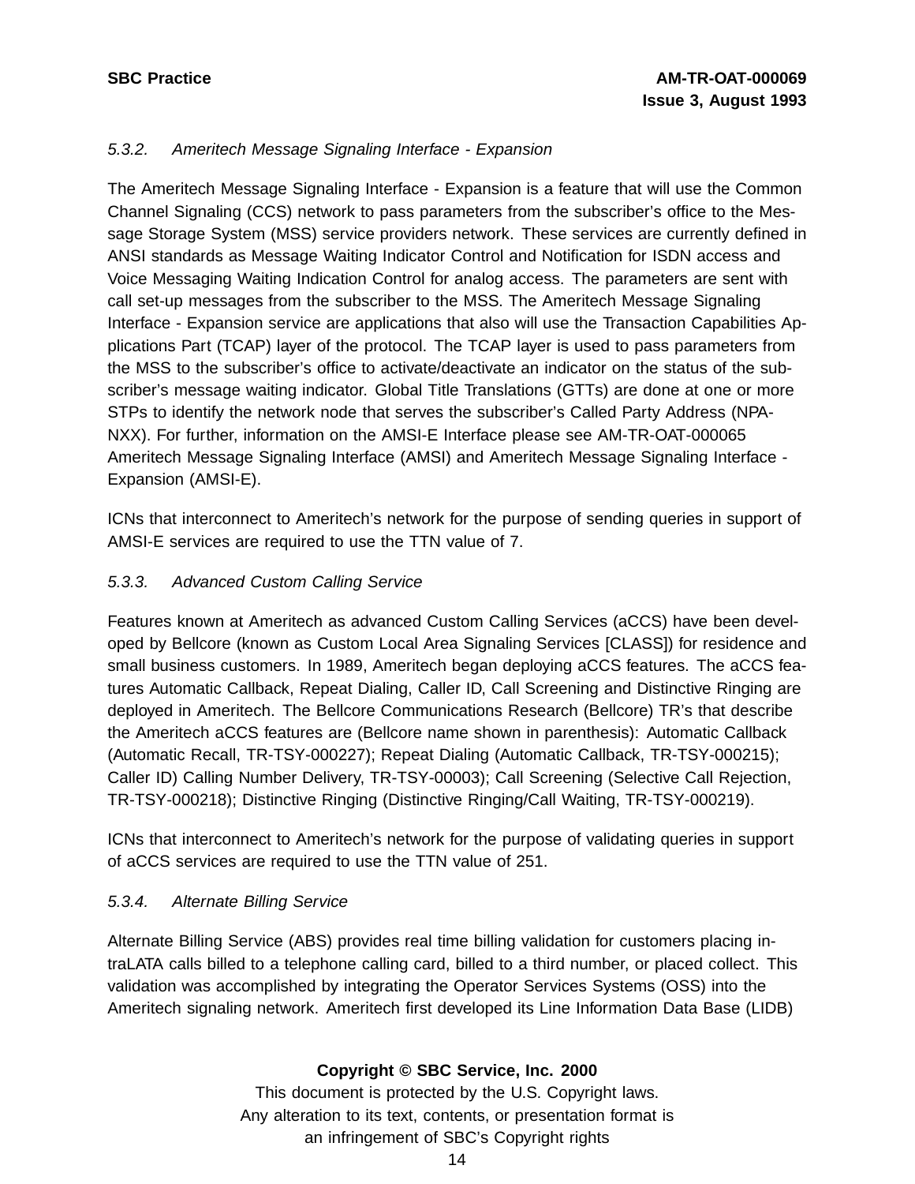### *5.3.2. Ameritech Message Signaling Interface - Expansion*

The Ameritech Message Signaling Interface - Expansion is a feature that will use the Common Channel Signaling (CCS) network to pass parameters from the subscriber's office to the Message Storage System (MSS) service providers network. These services are currently defined in ANSI standards as Message Waiting Indicator Control and Notification for ISDN access and Voice Messaging Waiting Indication Control for analog access. The parameters are sent with call set-up messages from the subscriber to the MSS. The Ameritech Message Signaling Interface - Expansion service are applications that also will use the Transaction Capabilities Applications Part (TCAP) layer of the protocol. The TCAP layer is used to pass parameters from the MSS to the subscriber's office to activate/deactivate an indicator on the status of the subscriber's message waiting indicator. Global Title Translations (GTTs) are done at one or more STPs to identify the network node that serves the subscriber's Called Party Address (NPA-NXX). For further, information on the AMSI-E Interface please see AM-TR-OAT-000065 Ameritech Message Signaling Interface (AMSI) and Ameritech Message Signaling Interface - Expansion (AMSI-E).

ICNs that interconnect to Ameritech's network for the purpose of sending queries in support of AMSI-E services are required to use the TTN value of 7.

### *5.3.3. Advanced Custom Calling Service*

Features known at Ameritech as advanced Custom Calling Services (aCCS) have been developed by Bellcore (known as Custom Local Area Signaling Services [CLASS]) for residence and small business customers. In 1989, Ameritech began deploying aCCS features. The aCCS features Automatic Callback, Repeat Dialing, Caller ID, Call Screening and Distinctive Ringing are deployed in Ameritech. The Bellcore Communications Research (Bellcore) TR's that describe the Ameritech aCCS features are (Bellcore name shown in parenthesis): Automatic Callback (Automatic Recall, TR-TSY-000227); Repeat Dialing (Automatic Callback, TR-TSY-000215); Caller ID) Calling Number Delivery, TR-TSY-00003); Call Screening (Selective Call Rejection, TR-TSY-000218); Distinctive Ringing (Distinctive Ringing/Call Waiting, TR-TSY-000219).

ICNs that interconnect to Ameritech's network for the purpose of validating queries in support of aCCS services are required to use the TTN value of 251.

### *5.3.4. Alternate Billing Service*

Alternate Billing Service (ABS) provides real time billing validation for customers placing intraLATA calls billed to a telephone calling card, billed to a third number, or placed collect. This validation was accomplished by integrating the Operator Services Systems (OSS) into the Ameritech signaling network. Ameritech first developed its Line Information Data Base (LIDB)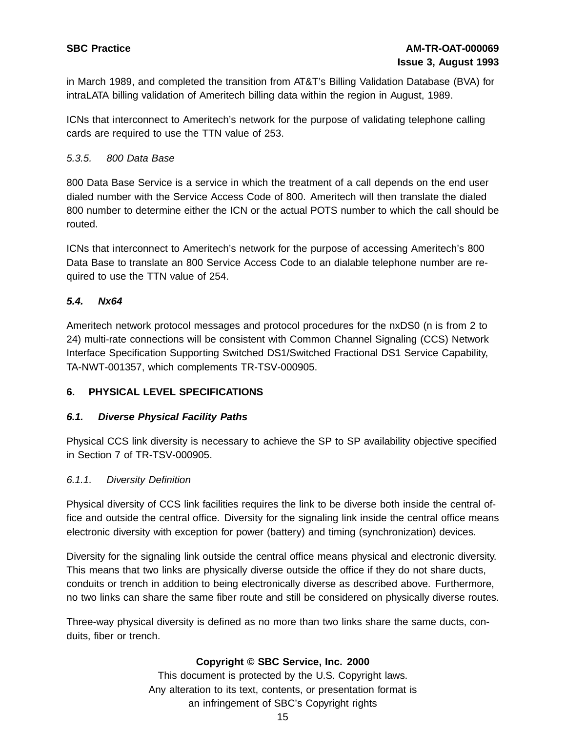in March 1989, and completed the transition from AT&T's Billing Validation Database (BVA) for intraLATA billing validation of Ameritech billing data within the region in August, 1989.

ICNs that interconnect to Ameritech's network for the purpose of validating telephone calling cards are required to use the TTN value of 253.

*5.3.5. 800 Data Base*

800 Data Base Service is a service in which the treatment of a call depends on the end user dialed number with the Service Access Code of 800. Ameritech will then translate the dialed 800 number to determine either the ICN or the actual POTS number to which the call should be routed.

ICNs that interconnect to Ameritech's network for the purpose of accessing Ameritech's 800 Data Base to translate an 800 Service Access Code to an dialable telephone number are required to use the TTN value of 254.

### *5.4. Nx64*

Ameritech network protocol messages and protocol procedures for the nxDS0 (n is from 2 to 24) multi-rate connections will be consistent with Common Channel Signaling (CCS) Network Interface Specification Supporting Switched DS1/Switched Fractional DS1 Service Capability, TA-NWT-001357, which complements TR-TSV-000905.

## 6. PHYSICAL LEVEL SPECIFICATIONS

### *6.1. Diverse Physical Facility Paths*

Physical CCS link diversity is necessary to achieve the SP to SP availability objective specified in Section 7 of TR-TSV-000905.

*6.1.1. Diversity Definition*

Physical diversity of CCS link facilities requires the link to be diverse both inside the central office and outside the central office. Diversity for the signaling link inside the central office means electronic diversity with exception for power (battery) and timing (synchronization) devices.

Diversity for the signaling link outside the central office means physical and electronic diversity. This means that two links are physically diverse outside the office if they do not share ducts, conduits or trench in addition to being electronically diverse as described above. Furthermore, no two links can share the same fiber route and still be considered on physically diverse routes.

Three-way physical diversity is defined as no more than two links share the same ducts, conduits, fiber or trench.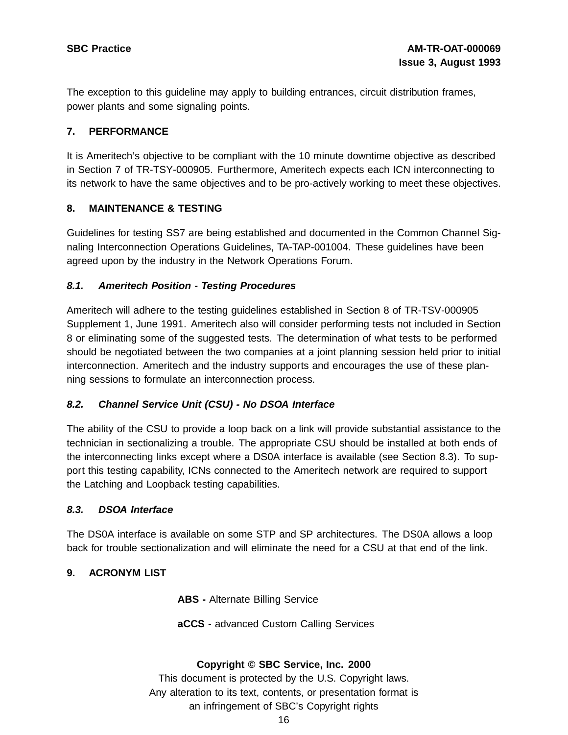The exception to this guideline may apply to building entrances, circuit distribution frames, power plants and some signaling points.

## 7. PERFORMANCE

It is Ameritech's objective to be compliant with the 10 minute downtime objective as described in Section 7 of TR-TSY-000905. Furthermore, Ameritech expects each ICN interconnecting to its network to have the same objectives and to be pro-actively working to meet these objectives.

## 8. MAINTENANCE & TESTING

Guidelines for testing SS7 are being established and documented in the Common Channel Signaling Interconnection Operations Guidelines, TA-TAP-001004. These guidelines have been agreed upon by the industry in the Network Operations Forum.

### *8.1. Ameritech Position - Testing Procedures*

Ameritech will adhere to the testing guidelines established in Section 8 of TR-TSV-000905 Supplement 1, June 1991. Ameritech also will consider performing tests not included in Section 8 or eliminating some of the suggested tests. The determination of what tests to be performed should be negotiated between the two companies at a joint planning session held prior to initial interconnection. Ameritech and the industry supports and encourages the use of these planning sessions to formulate an interconnection process.

### *8.2. Channel Service Unit (CSU) - No DSOA Interface*

The ability of the CSU to provide a loop back on a link will provide substantial assistance to the technician in sectionalizing a trouble. The appropriate CSU should be installed at both ends of the interconnecting links except where a DS0A interface is available (see Section 8.3). To support this testing capability, ICNs connected to the Ameritech network are required to support the Latching and Loopback testing capabilities.

### *8.3. DSOA Interface*

The DS0A interface is available on some STP and SP architectures. The DS0A allows a loop back for trouble sectionalization and will eliminate the need for a CSU at that end of the link.

## 9. ACRONYM LIST

**ABS -** Alternate Billing Service

**aCCS -** advanced Custom Calling Services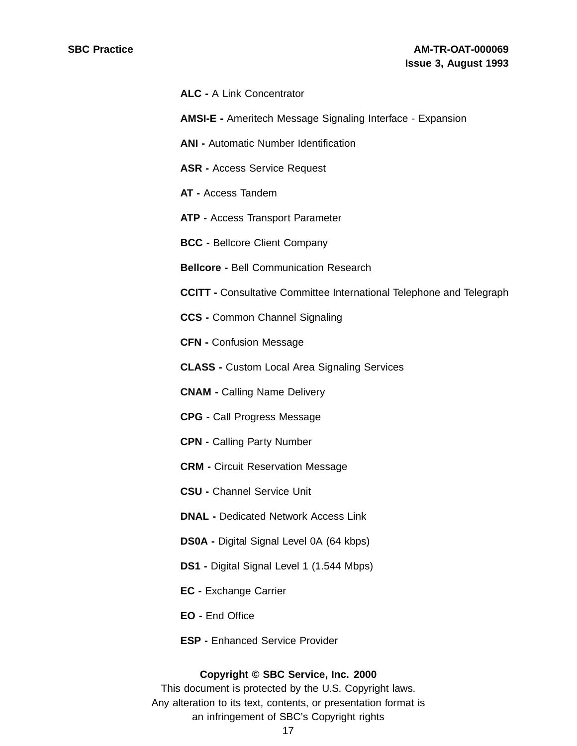**ALC -** A Link Concentrator

**AMSI-E -** Ameritech Message Signaling Interface - Expansion

**ANI -** Automatic Number Identification

**ASR -** Access Service Request

**AT -** Access Tandem

**ATP -** Access Transport Parameter

**BCC -** Bellcore Client Company

**Bellcore -** Bell Communication Research

**CCITT -** Consultative Committee International Telephone and Telegraph

**CCS -** Common Channel Signaling

**CFN -** Confusion Message

**CLASS -** Custom Local Area Signaling Services

**CNAM -** Calling Name Delivery

**CPG -** Call Progress Message

**CPN -** Calling Party Number

**CRM -** Circuit Reservation Message

**CSU -** Channel Service Unit

**DNAL -** Dedicated Network Access Link

**DS0A -** Digital Signal Level 0A (64 kbps)

**DS1 -** Digital Signal Level 1 (1.544 Mbps)

**EC -** Exchange Carrier

**EO -** End Office

**ESP -** Enhanced Service Provider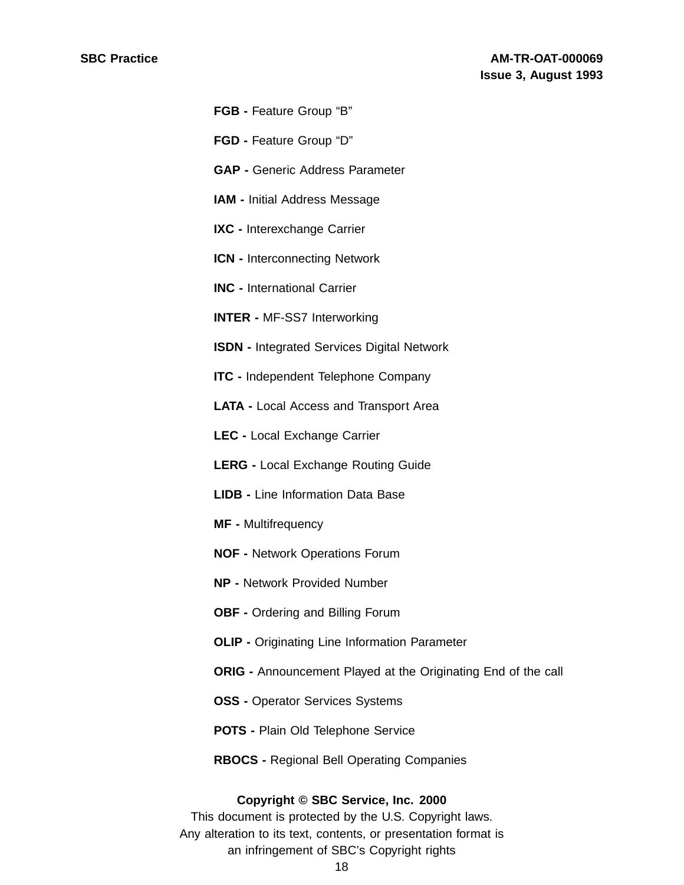**FGB -** Feature Group “B”

**FGD -** Feature Group “D”

**GAP -** Generic Address Parameter

**IAM -** Initial Address Message

**IXC -** Interexchange Carrier

**ICN -** Interconnecting Network

**INC -** International Carrier

**INTER -** MF-SS7 Interworking

**ISDN -** Integrated Services Digital Network

**ITC -** Independent Telephone Company

**LATA -** Local Access and Transport Area

**LEC -** Local Exchange Carrier

**LERG -** Local Exchange Routing Guide

**LIDB -** Line Information Data Base

**MF -** Multifrequency

**NOF -** Network Operations Forum

**NP -** Network Provided Number

**OBF -** Ordering and Billing Forum

**OLIP -** Originating Line Information Parameter

**ORIG -** Announcement Played at the Originating End of the call

**OSS -** Operator Services Systems

**POTS -** Plain Old Telephone Service

**RBOCS -** Regional Bell Operating Companies

**Copyright © SBC Service, Inc. 2000**
This document is protected by the U.S. Copyright laws.
Any alteration to its text, contents, or presentation format is
an infringement of SBC’s Copyright rights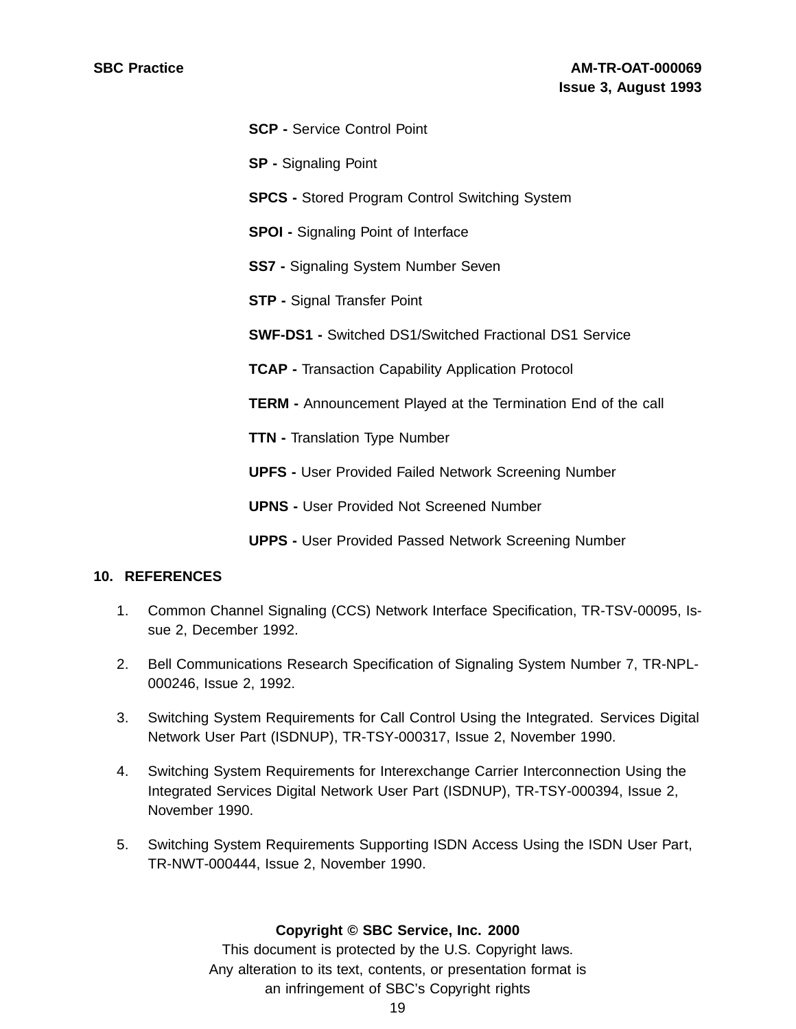**SCP -** Service Control Point

**SP -** Signaling Point

**SPCS -** Stored Program Control Switching System

**SPOI -** Signaling Point of Interface

**SS7 -** Signaling System Number Seven

**STP -** Signal Transfer Point

**SWF-DS1 -** Switched DS1/Switched Fractional DS1 Service

**TCAP -** Transaction Capability Application Protocol

**TERM -** Announcement Played at the Termination End of the call

**TTN -** Translation Type Number

**UPFS -** User Provided Failed Network Screening Number

**UPNS -** User Provided Not Screened Number

**UPPS -** User Provided Passed Network Screening Number

## 10. REFERENCES

1. Common Channel Signaling (CCS) Network Interface Specification, TR-TSV-00095, Issue 2, December 1992.

2. Bell Communications Research Specification of Signaling System Number 7, TR-NPL-000246, Issue 2, 1992.

3. Switching System Requirements for Call Control Using the Integrated. Services Digital Network User Part (ISDNUP), TR-TSY-000317, Issue 2, November 1990.

4. Switching System Requirements for Interexchange Carrier Interconnection Using the Integrated Services Digital Network User Part (ISDNUP), TR-TSY-000394, Issue 2, November 1990.

5. Switching System Requirements Supporting ISDN Access Using the ISDN User Part, TR-NWT-000444, Issue 2, November 1990.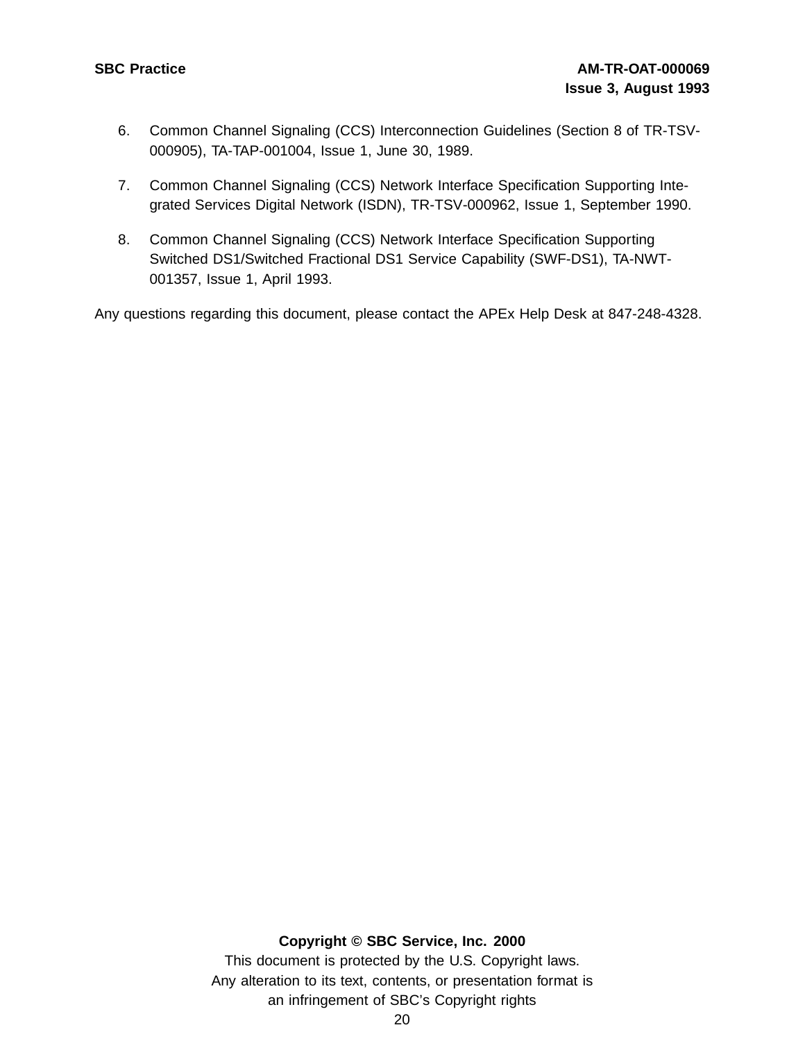6. Common Channel Signaling (CCS) Interconnection Guidelines (Section 8 of TR-TSV-000905), TA-TAP-001004, Issue 1, June 30, 1989.

7. Common Channel Signaling (CCS) Network Interface Specification Supporting Integrated Services Digital Network (ISDN), TR-TSV-000962, Issue 1, September 1990.

8. Common Channel Signaling (CCS) Network Interface Specification Supporting Switched DS1/Switched Fractional DS1 Service Capability (SWF-DS1), TA-NWT-001357, Issue 1, April 1993.

Any questions regarding this document, please contact the APEx Help Desk at 847-248-4328.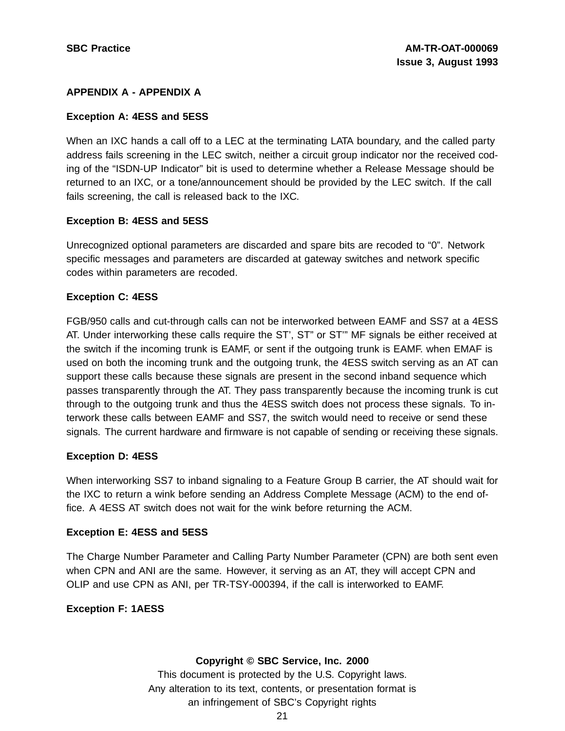## APPENDIX A - APPENDIX A

### Exception A: 4ESS and 5ESS

When an IXC hands a call off to a LEC at the terminating LATA boundary, and the called party address fails screening in the LEC switch, neither a circuit group indicator nor the received coding of the "ISDN-UP Indicator" bit is used to determine whether a Release Message should be returned to an IXC, or a tone/announcement should be provided by the LEC switch. If the call fails screening, the call is released back to the IXC.

### Exception B: 4ESS and 5ESS

Unrecognized optional parameters are discarded and spare bits are recoded to "0". Network specific messages and parameters are discarded at gateway switches and network specific codes within parameters are recoded.

### Exception C: 4ESS

FGB/950 calls and cut-through calls can not be interworked between EAMF and SS7 at a 4ESS AT. Under interworking these calls require the ST', ST" or ST'" MF signals be either received at the switch if the incoming trunk is EAMF, or sent if the outgoing trunk is EAMF. when EMAF is used on both the incoming trunk and the outgoing trunk, the 4ESS switch serving as an AT can support these calls because these signals are present in the second inband sequence which passes transparently through the AT. They pass transparently because the incoming trunk is cut through to the outgoing trunk and thus the 4ESS switch does not process these signals. To interwork these calls between EAMF and SS7, the switch would need to receive or send these signals. The current hardware and firmware is not capable of sending or receiving these signals.

### Exception D: 4ESS

When interworking SS7 to inband signaling to a Feature Group B carrier, the AT should wait for the IXC to return a wink before sending an Address Complete Message (ACM) to the end office. A 4ESS AT switch does not wait for the wink before returning the ACM.

### Exception E: 4ESS and 5ESS

The Charge Number Parameter and Calling Party Number Parameter (CPN) are both sent even when CPN and ANI are the same. However, it serving as an AT, they will accept CPN and OLIP and use CPN as ANI, per TR-TSY-000394, if the call is interworked to EAMF.

### Exception F: 1AESS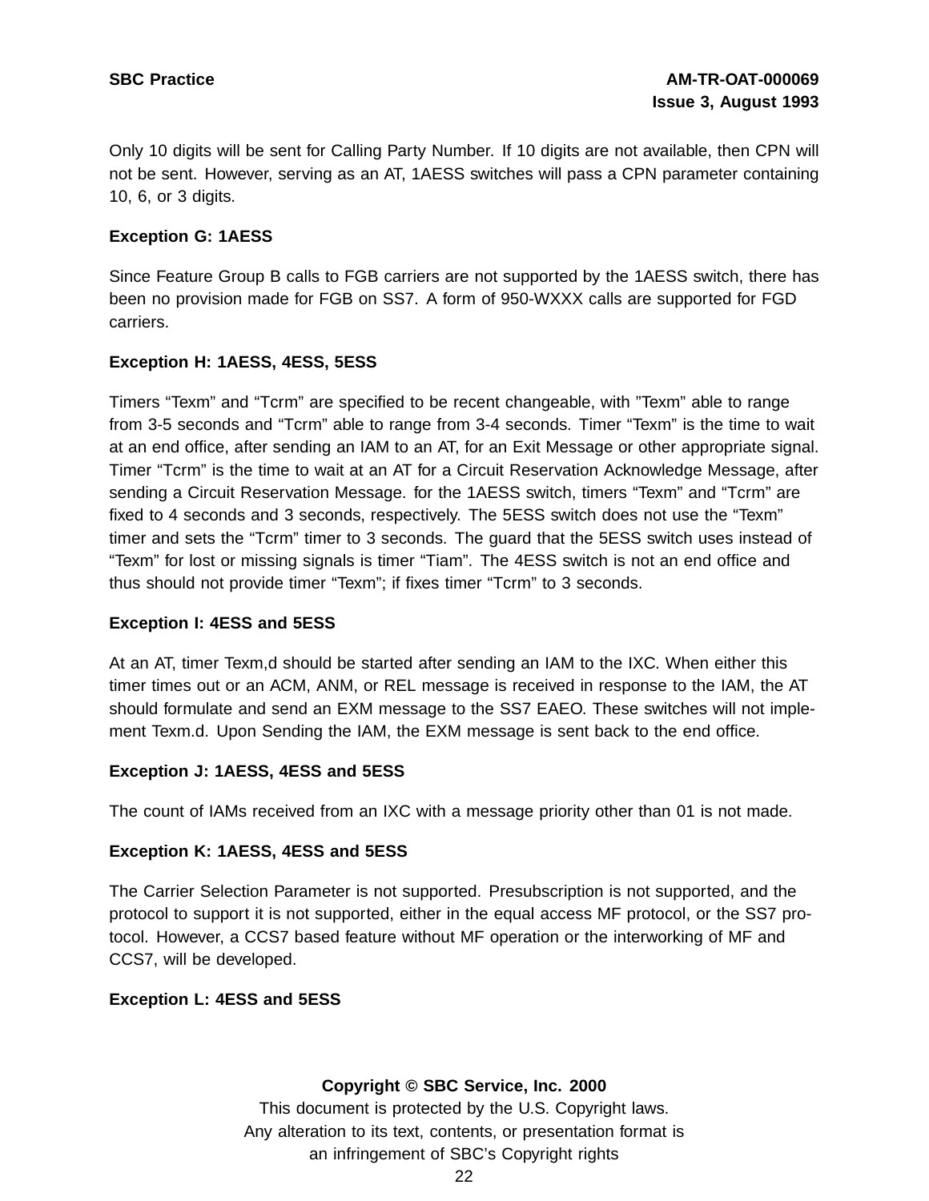Only 10 digits will be sent for Calling Party Number. If 10 digits are not available, then CPN will not be sent. However, serving as an AT, 1AESS switches will pass a CPN parameter containing 10, 6, or 3 digits.

**Exception G: 1AESS**

Since Feature Group B calls to FGB carriers are not supported by the 1AESS switch, there has been no provision made for FGB on SS7. A form of 950-WXXX calls are supported for FGD carriers.

**Exception H: 1AESS, 4ESS, 5ESS**

Timers “Texm” and “Tcrm” are specified to be recent changeable, with ”Texm” able to range from 3-5 seconds and “Tcrm” able to range from 3-4 seconds. Timer “Texm” is the time to wait at an end office, after sending an IAM to an AT, for an Exit Message or other appropriate signal. Timer “Tcrm” is the time to wait at an AT for a Circuit Reservation Acknowledge Message, after sending a Circuit Reservation Message. for the 1AESS switch, timers “Texm” and “Tcrm” are fixed to 4 seconds and 3 seconds, respectively. The 5ESS switch does not use the “Texm” timer and sets the “Tcrm” timer to 3 seconds. The guard that the 5ESS switch uses instead of “Texm” for lost or missing signals is timer “Tiam”. The 4ESS switch is not an end office and thus should not provide timer “Texm”; if fixes timer “Tcrm” to 3 seconds.

**Exception I: 4ESS and 5ESS**

At an AT, timer Texm,d should be started after sending an IAM to the IXC. When either this timer times out or an ACM, ANM, or REL message is received in response to the IAM, the AT should formulate and send an EXM message to the SS7 EAEO. These switches will not implement Texm.d. Upon Sending the IAM, the EXM message is sent back to the end office.

**Exception J: 1AESS, 4ESS and 5ESS**

The count of IAMs received from an IXC with a message priority other than 01 is not made.

**Exception K: 1AESS, 4ESS and 5ESS**

The Carrier Selection Parameter is not supported. Presubscription is not supported, and the protocol to support it is not supported, either in the equal access MF protocol, or the SS7 protocol. However, a CCS7 based feature without MF operation or the interworking of MF and CCS7, will be developed.

**Exception L: 4ESS and 5ESS**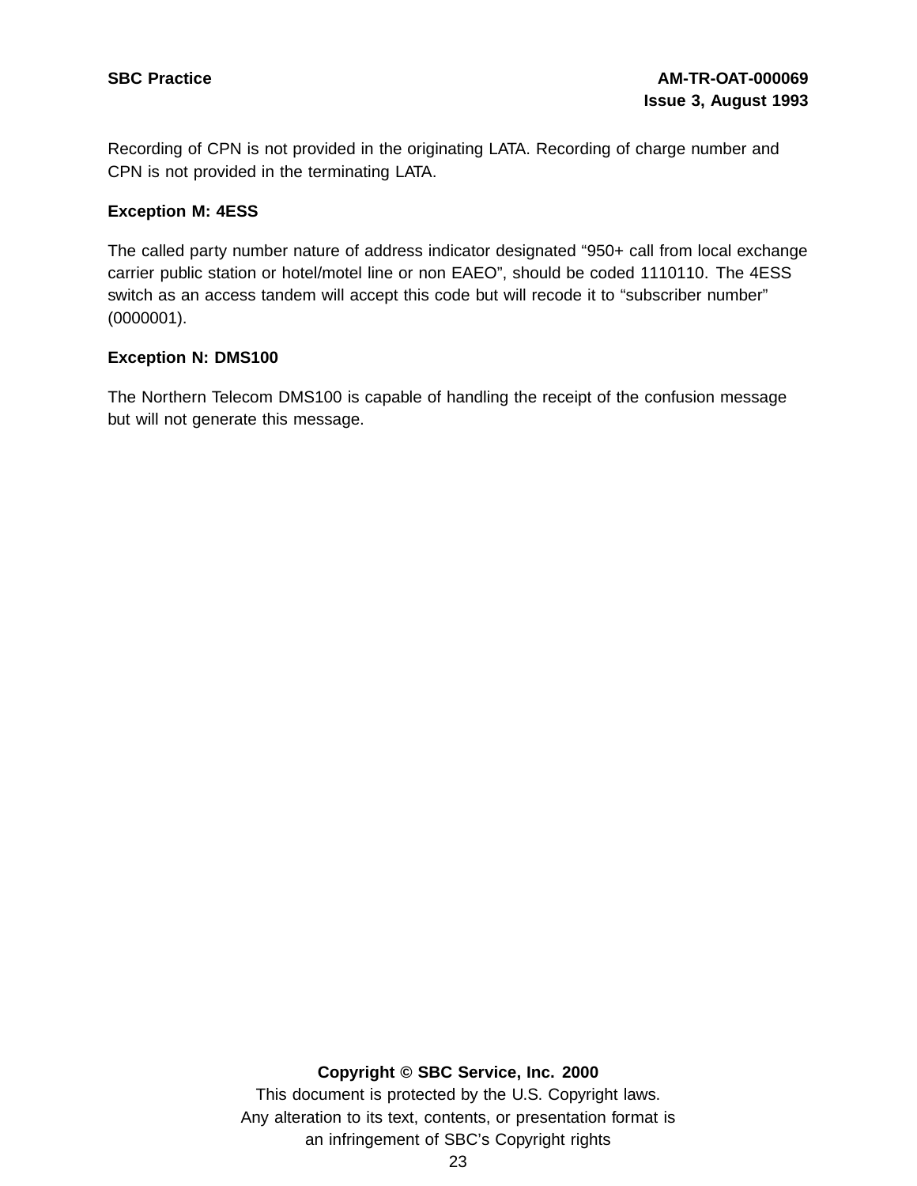Recording of CPN is not provided in the originating LATA. Recording of charge number and CPN is not provided in the terminating LATA.

**Exception M: 4ESS**

The called party number nature of address indicator designated “950+ call from local exchange carrier public station or hotel/motel line or non EAEO”, should be coded 1110110. The 4ESS switch as an access tandem will accept this code but will recode it to “subscriber number” (0000001).

**Exception N: DMS100**

The Northern Telecom DMS100 is capable of handling the receipt of the confusion message but will not generate this message.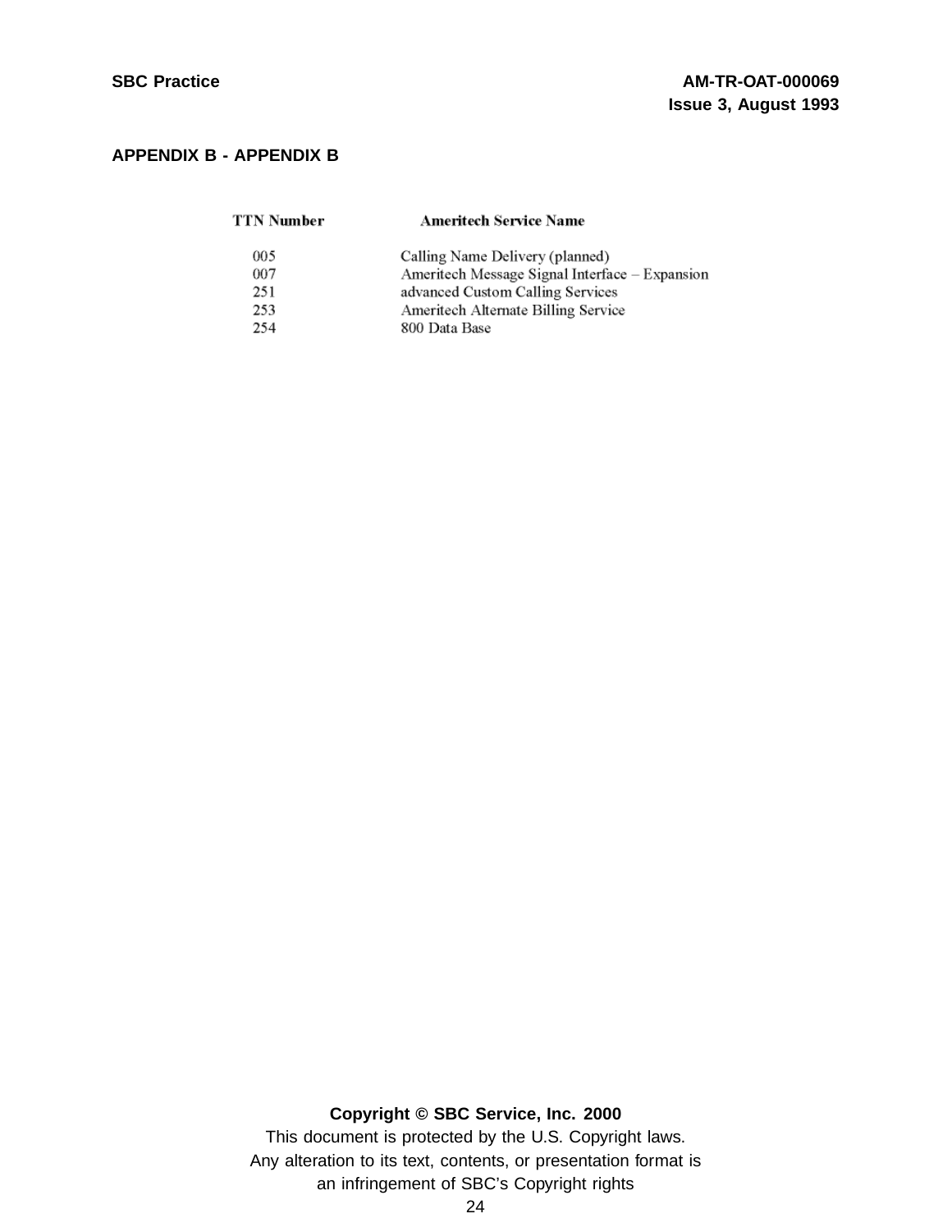## APPENDIX B - APPENDIX B

| TTN Number | Ameritech Service Name |
|---|---|
| 005 | Calling Name Delivery (planned) |
| 007 | Ameritech Message Signal Interface – Expansion |
| 251 | advanced Custom Calling Services |
| 253 | Ameritech Alternate Billing Service |
| 254 | 800 Data Base |

**Copyright © SBC Service, Inc. 2000**

This document is protected by the U.S. Copyright laws.
Any alteration to its text, contents, or presentation format is an infringement of SBC's Copyright rights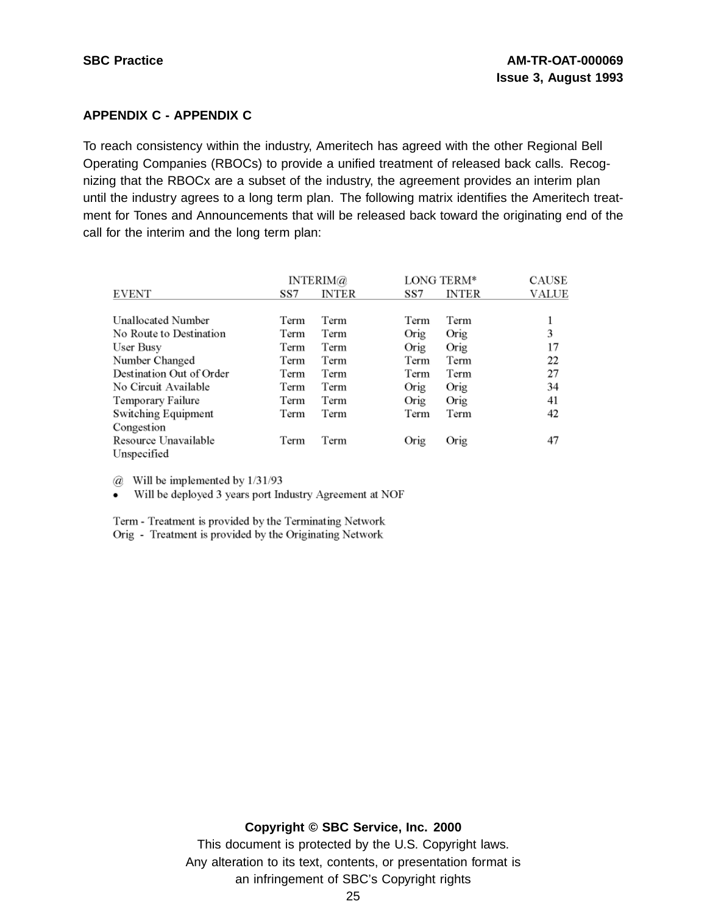## APPENDIX C - APPENDIX C

To reach consistency within the industry, Ameritech has agreed with the other Regional Bell Operating Companies (RBOCs) to provide a unified treatment of released back calls. Recognizing that the RBOCx are a subset of the industry, the agreement provides an interim plan until the industry agrees to a long term plan. The following matrix identifies the Ameritech treatment for Tones and Announcements that will be released back toward the originating end of the call for the interim and the long term plan:

| | INTERIM@ | | LONG TERM* | | CAUSE |
|---|---|---|---|---|---|
| EVENT | SS7 | INTER | SS7 | INTER | VALUE |
| Unallocated Number | Term | Term | Term | Term | 1 |
| No Route to Destination | Term | Term | Orig | Orig | 3 |
| User Busy | Term | Term | Orig | Orig | 17 |
| Number Changed | Term | Term | Term | Term | 22 |
| Destination Out of Order | Term | Term | Term | Term | 27 |
| No Circuit Available | Term | Term | Orig | Orig | 34 |
| Temporary Failure | Term | Term | Orig | Orig | 41 |
| Switching Equipment Congestion | Term | Term | Term | Term | 42 |
| Resource Unavailable Unspecified | Term | Term | Orig | Orig | 47 |

@ Will be implemented by 1/31/93

- Will be deployed 3 years port Industry Agreement at NOF

Term - Treatment is provided by the Terminating Network

Orig - Treatment is provided by the Originating Network

**Copyright © SBC Service, Inc. 2000**

This document is protected by the U.S. Copyright laws.
Any alteration to its text, contents, or presentation format is an infringement of SBC's Copyright rights